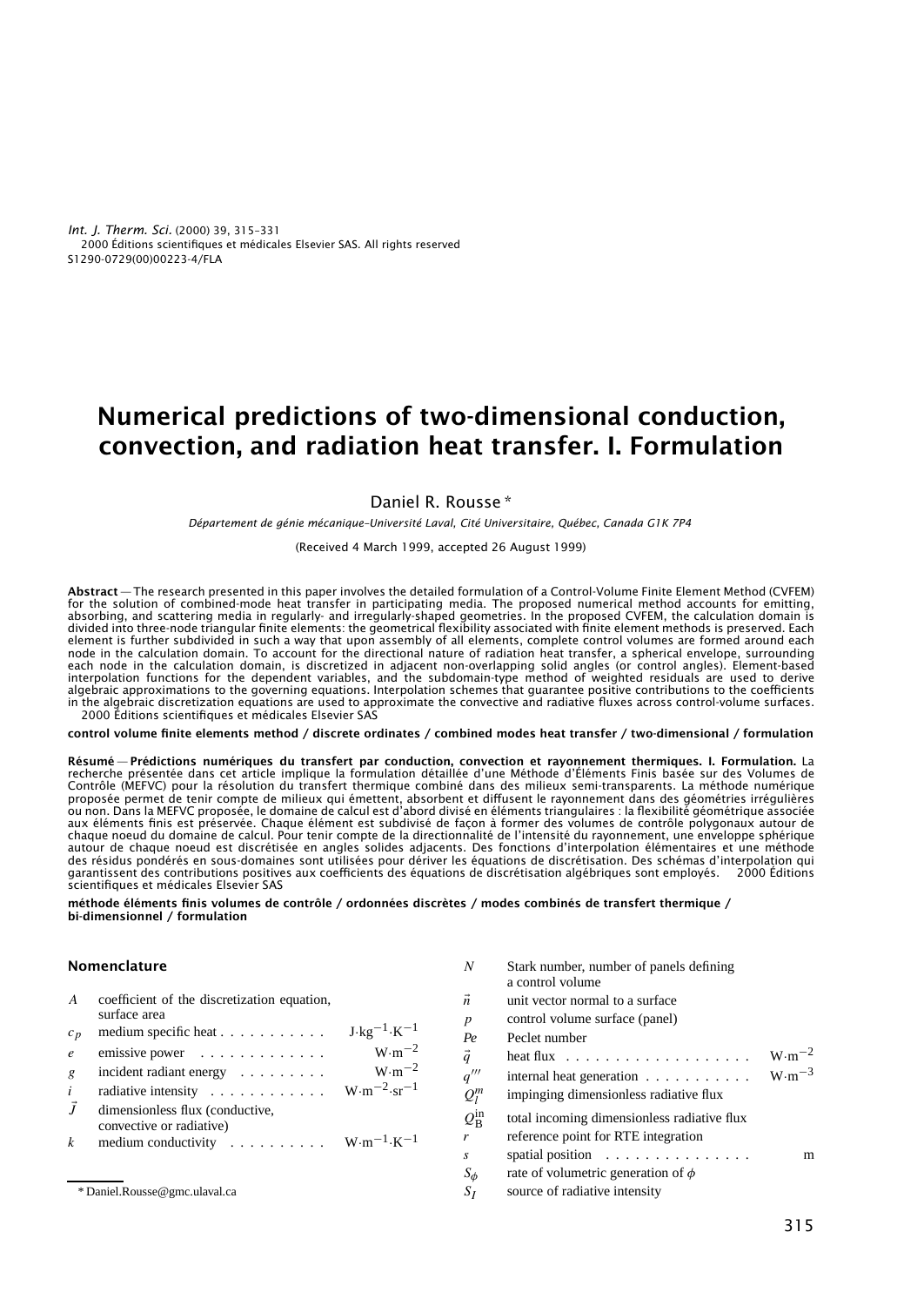*Int. J. Therm. Sci.* (2000) 39, 315–331
© 2000 Éditions scientifiques et médicales Elsevier SAS. All rights reserved
S1290-0729(00)00223-4/FLA

# Numerical predictions of two-dimensional conduction, convection, and radiation heat transfer. I. Formulation

Daniel R. Rousse *

*Département de génie mécanique–Université Laval, Cité Universitaire, Québec, Canada G1K 7P4*

(Received 4 March 1999, accepted 26 August 1999)

**Abstract** — The research presented in this paper involves the detailed formulation of a Control-Volume Finite Element Method (CVFEM) for the solution of combined-mode heat transfer in participating media. The proposed numerical method accounts for emitting, absorbing, and scattering media in regularly- and irregularly-shaped geometries. In the proposed CVFEM, the calculation domain is divided into three-node triangular finite elements: the geometrical flexibility associated with finite element methods is preserved. Each element is further subdivided in such a way that upon assembly of all elements, complete control volumes are formed around each node in the calculation domain. To account for the directional nature of radiation heat transfer, a spherical envelope, surrounding each node in the calculation domain, is discretized in adjacent non-overlapping solid angles (or control angles). Element-based interpolation functions for the dependent variables, and the subdomain-type method of weighted residuals are used to derive algebraic approximations to the governing equations. Interpolation schemes that guarantee positive contributions to the coefficients in the algebraic discretization equations are used to approximate the convective and radiative fluxes across control-volume surfaces. © 2000 Éditions scientifiques et médicales Elsevier SAS

**control volume finite elements method / discrete ordinates / combined modes heat transfer / two-dimensional / formulation**

**Résumé — Prédictions numériques du transfert par conduction, convection et rayonnement thermiques. I. Formulation.** La recherche présentée dans cet article implique la formulation détaillée d'une Méthode d'Éléments Finis basée sur des Volumes de Contrôle (MEFVC) pour la résolution du transfert thermique combiné dans des milieux semi-transparents. La méthode numérique proposée permet de tenir compte de milieux qui émettent, absorbent et diffusent le rayonnement dans des géométries irrégulières ou non. Dans la MEFVC proposée, le domaine de calcul est d'abord divisé en éléments triangulaires : la flexibilité géométrique associée aux éléments finis est préservée. Chaque élément est subdivisé de façon à former des volumes de contrôle polygonaux autour de chaque noeud du domaine de calcul. Pour tenir compte de la directionnalité de l'intensité du rayonnement, une enveloppe sphérique autour de chaque noeud est discrétisée en angles solides adjacents. Des fonctions d'interpolation élémentaires et une méthode des résidus pondérés en sous-domaines sont utilisées pour dériver les équations de discrétisation. Des schémas d'interpolation qui garantissent des contributions positives aux coefficients des équations de discrétisation algébriques sont employés. © 2000 Éditions scientifiques et médicales Elsevier SAS

**méthode éléments finis volumes de contrôle / ordonnées discrètes / modes combinés de transfert thermique / bi-dimensionnel / formulation**

## Nomenclature

| | | |
|---|---|---|
| $A$ | coefficient of the discretization equation, surface area | |
| $c_p$ | medium specific heat | $\text{J·kg}^{-1}\text{·K}^{-1}$ |
| $e$ | emissive power | $\text{W·m}^{-2}$ |
| $g$ | incident radiant energy | $\text{W·m}^{-2}$ |
| $i$ | radiative intensity | $\text{W·m}^{-2}\text{·sr}^{-1}$ |
| $\vec{J}$ | dimensionless flux (conductive, convective or radiative) | |
| $k$ | medium conductivity | $\text{W·m}^{-1}\text{·K}^{-1}$ |
| $N$ | Stark number, number of panels defining a control volume | |
| $\vec{n}$ | unit vector normal to a surface | |
| $p$ | control volume surface (panel) | |
| $Pe$ | Peclet number | |
| $\vec{q}$ | heat flux | $\text{W·m}^{-2}$ |
| $q'''$ | internal heat generation | $\text{W·m}^{-3}$ |
| $Q_l^m$ | impinging dimensionless radiative flux | |
| $Q_{\text{B}}^{\text{in}}$ | total incoming dimensionless radiative flux | |
| $r$ | reference point for RTE integration | |
| $s$ | spatial position | m |
| $S_\phi$ | rate of volumetric generation of $\phi$ | |
| $S_I$ | source of radiative intensity | |

* Daniel.Rousse@gmc.ulaval.ca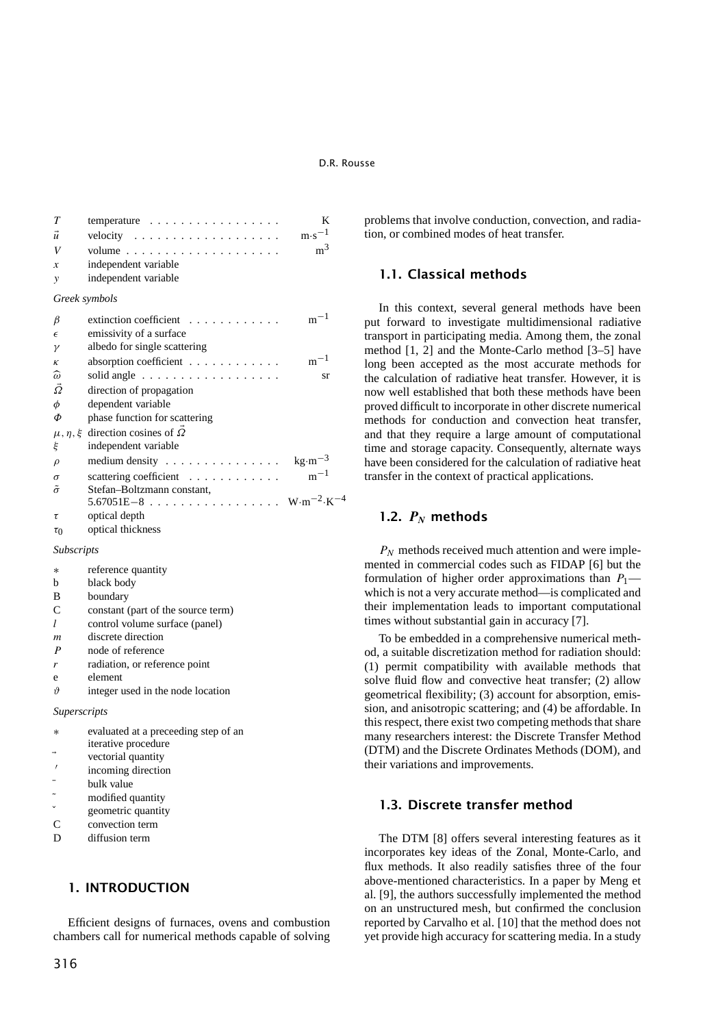| | | |
|---|---|---|
| $T$ | temperature | K |
| $\vec{u}$ | velocity | $m \cdot s^{-1}$ |
| $V$ | volume | $m^3$ |
| $x$ | independent variable | |
| $y$ | independent variable | |

*Greek symbols*

| | | |
|---|---|---|
| $\beta$ | extinction coefficient | $m^{-1}$ |
| $\epsilon$ | emissivity of a surface | |
| $\gamma$ | albedo for single scattering | |
| $\kappa$ | absorption coefficient | $m^{-1}$ |
| $\widehat{\omega}$ | solid angle | sr |
| $\vec{\Omega}$ | direction of propagation | |
| $\phi$ | dependent variable | |
| $\Phi$ | phase function for scattering | |
| $\mu, \eta, \xi$ | direction cosines of $\vec{\Omega}$ | |
| $\xi$ | independent variable | |
| $\rho$ | medium density | $kg \cdot m^{-3}$ |
| $\sigma$ | scattering coefficient | $m^{-1}$ |
| $\bar{\sigma}$ | Stefan–Boltzmann constant, 5.67051E−8 | $W \cdot m^{-2} \cdot K^{-4}$ |
| $\tau$ | optical depth | |
| $\tau_0$ | optical thickness | |

*Subscripts*

| | |
|---|---|
| $*$ | reference quantity |
| b | black body |
| B | boundary |
| C | constant (part of the source term) |
| $l$ | control volume surface (panel) |
| $m$ | discrete direction |
| $P$ | node of reference |
| $r$ | radiation, or reference point |
| e | element |
| $\vartheta$ | integer used in the node location |

*Superscripts*

| | |
|---|---|
| $*$ | evaluated at a preceeding step of an iterative procedure |
| $\vec{}$ | vectorial quantity |
| $'$ | incoming direction |
| $\bar{}$ | bulk value |
| $\tilde{}$ | modified quantity |
| $\check{}$ | geometric quantity |
| C | convection term |
| D | diffusion term |

## 1. INTRODUCTION

Efficient designs of furnaces, ovens and combustion chambers call for numerical methods capable of solving problems that involve conduction, convection, and radiation, or combined modes of heat transfer.

### 1.1. Classical methods

In this context, several general methods have been put forward to investigate multidimensional radiative transport in participating media. Among them, the zonal method [1, 2] and the Monte-Carlo method [3–5] have long been accepted as the most accurate methods for the calculation of radiative heat transfer. However, it is now well established that both these methods have been proved difficult to incorporate in other discrete numerical methods for conduction and convection heat transfer, and that they require a large amount of computational time and storage capacity. Consequently, alternate ways have been considered for the calculation of radiative heat transfer in the context of practical applications.

### 1.2. $P_N$ methods

$P_N$ methods received much attention and were implemented in commercial codes such as FIDAP [6] but the formulation of higher order approximations than $P_1$—which is not a very accurate method—is complicated and their implementation leads to important computational times without substantial gain in accuracy [7].

To be embedded in a comprehensive numerical method, a suitable discretization method for radiation should: (1) permit compatibility with available methods that solve fluid flow and convective heat transfer; (2) allow geometrical flexibility; (3) account for absorption, emission, and anisotropic scattering; and (4) be affordable. In this respect, there exist two competing methods that share many researchers interest: the Discrete Transfer Method (DTM) and the Discrete Ordinates Methods (DOM), and their variations and improvements.

### 1.3. Discrete transfer method

The DTM [8] offers several interesting features as it incorporates key ideas of the Zonal, Monte-Carlo, and flux methods. It also readily satisfies three of the four above-mentioned characteristics. In a paper by Meng et al. [9], the authors successfully implemented the method on an unstructured mesh, but confirmed the conclusion reported by Carvalho et al. [10] that the method does not yet provide high accuracy for scattering media. In a study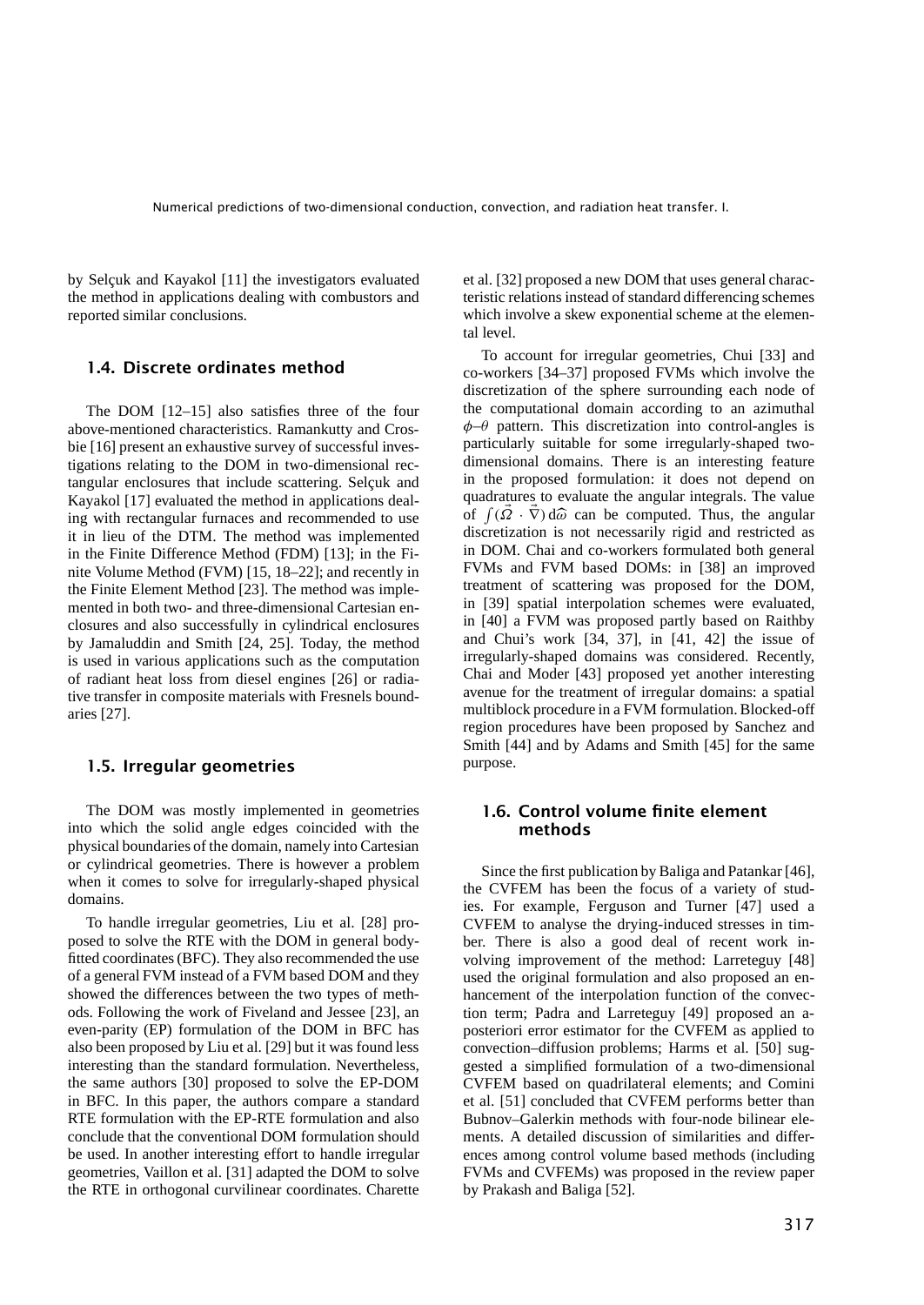by Selçuk and Kayakol [11] the investigators evaluated the method in applications dealing with combustors and reported similar conclusions.

### 1.4. Discrete ordinates method

The DOM [12–15] also satisfies three of the four above-mentioned characteristics. Ramankutty and Crosbie [16] present an exhaustive survey of successful investigations relating to the DOM in two-dimensional rectangular enclosures that include scattering. Selçuk and Kayakol [17] evaluated the method in applications dealing with rectangular furnaces and recommended to use it in lieu of the DTM. The method was implemented in the Finite Difference Method (FDM) [13]; in the Finite Volume Method (FVM) [15, 18–22]; and recently in the Finite Element Method [23]. The method was implemented in both two- and three-dimensional Cartesian enclosures and also successfully in cylindrical enclosures by Jamaluddin and Smith [24, 25]. Today, the method is used in various applications such as the computation of radiant heat loss from diesel engines [26] or radiative transfer in composite materials with Fresnels boundaries [27].

### 1.5. Irregular geometries

The DOM was mostly implemented in geometries into which the solid angle edges coincided with the physical boundaries of the domain, namely into Cartesian or cylindrical geometries. There is however a problem when it comes to solve for irregularly-shaped physical domains.

To handle irregular geometries, Liu et al. [28] proposed to solve the RTE with the DOM in general body-fitted coordinates (BFC). They also recommended the use of a general FVM instead of a FVM based DOM and they showed the differences between the two types of methods. Following the work of Fiveland and Jessee [23], an even-parity (EP) formulation of the DOM in BFC has also been proposed by Liu et al. [29] but it was found less interesting than the standard formulation. Nevertheless, the same authors [30] proposed to solve the EP-DOM in BFC. In this paper, the authors compare a standard RTE formulation with the EP-RTE formulation and also conclude that the conventional DOM formulation should be used. In another interesting effort to handle irregular geometries, Vaillon et al. [31] adapted the DOM to solve the RTE in orthogonal curvilinear coordinates. Charette et al. [32] proposed a new DOM that uses general characteristic relations instead of standard differencing schemes which involve a skew exponential scheme at the elemental level.

To account for irregular geometries, Chui [33] and co-workers [34–37] proposed FVMs which involve the discretization of the sphere surrounding each node of the computational domain according to an azimuthal $\phi$–$\theta$ pattern. This discretization into control-angles is particularly suitable for some irregularly-shaped two-dimensional domains. There is an interesting feature in the proposed formulation: it does not depend on quadratures to evaluate the angular integrals. The value of $\int(\vec{\Omega} \cdot \vec{\nabla})\,\mathrm{d}\widehat{\omega}$ can be computed. Thus, the angular discretization is not necessarily rigid and restricted as in DOM. Chai and co-workers formulated both general FVMs and FVM based DOMs: in [38] an improved treatment of scattering was proposed for the DOM, in [39] spatial interpolation schemes were evaluated, in [40] a FVM was proposed partly based on Raithby and Chui's work [34, 37], in [41, 42] the issue of irregularly-shaped domains was considered. Recently, Chai and Moder [43] proposed yet another interesting avenue for the treatment of irregular domains: a spatial multiblock procedure in a FVM formulation. Blocked-off region procedures have been proposed by Sanchez and Smith [44] and by Adams and Smith [45] for the same purpose.

### 1.6. Control volume finite element methods

Since the first publication by Baliga and Patankar [46], the CVFEM has been the focus of a variety of studies. For example, Ferguson and Turner [47] used a CVFEM to analyse the drying-induced stresses in timber. There is also a good deal of recent work involving improvement of the method: Larreteguy [48] used the original formulation and also proposed an enhancement of the interpolation function of the convection term; Padra and Larreteguy [49] proposed an a-posteriori error estimator for the CVFEM as applied to convection–diffusion problems; Harms et al. [50] suggested a simplified formulation of a two-dimensional CVFEM based on quadrilateral elements; and Comini et al. [51] concluded that CVFEM performs better than Bubnov–Galerkin methods with four-node bilinear elements. A detailed discussion of similarities and differences among control volume based methods (including FVMs and CVFEMs) was proposed in the review paper by Prakash and Baliga [52].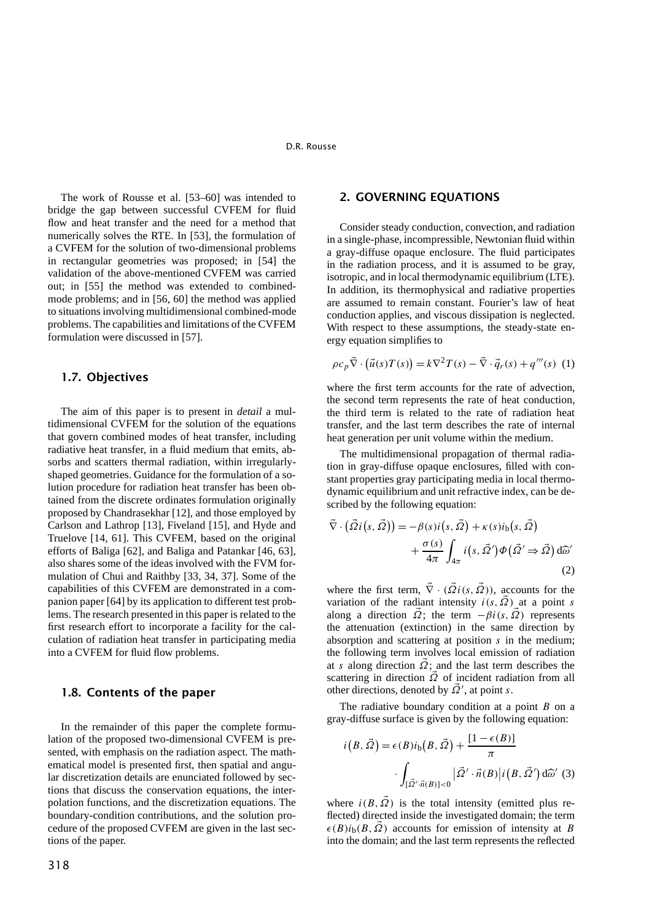The work of Rousse et al. [53–60] was intended to bridge the gap between successful CVFEM for fluid flow and heat transfer and the need for a method that numerically solves the RTE. In [53], the formulation of a CVFEM for the solution of two-dimensional problems in rectangular geometries was proposed; in [54] the validation of the above-mentioned CVFEM was carried out; in [55] the method was extended to combined-mode problems; and in [56, 60] the method was applied to situations involving multidimensional combined-mode problems. The capabilities and limitations of the CVFEM formulation were discussed in [57].

### 1.7. Objectives

The aim of this paper is to present in *detail* a multidimensional CVFEM for the solution of the equations that govern combined modes of heat transfer, including radiative heat transfer, in a fluid medium that emits, absorbs and scatters thermal radiation, within irregularly-shaped geometries. Guidance for the formulation of a solution procedure for radiation heat transfer has been obtained from the discrete ordinates formulation originally proposed by Chandrasekhar [12], and those employed by Carlson and Lathrop [13], Fiveland [15], and Hyde and Truelove [14, 61]. This CVFEM, based on the original efforts of Baliga [62], and Baliga and Patankar [46, 63], also shares some of the ideas involved with the FVM formulation of Chui and Raithby [33, 34, 37]. Some of the capabilities of this CVFEM are demonstrated in a companion paper [64] by its application to different test problems. The research presented in this paper is related to the first research effort to incorporate a facility for the calculation of radiation heat transfer in participating media into a CVFEM for fluid flow problems.

### 1.8. Contents of the paper

In the remainder of this paper the complete formulation of the proposed two-dimensional CVFEM is presented, with emphasis on the radiation aspect. The mathematical model is presented first, then spatial and angular discretization details are enunciated followed by sections that discuss the conservation equations, the interpolation functions, and the discretization equations. The boundary-condition contributions, and the solution procedure of the proposed CVFEM are given in the last sections of the paper.

## 2. GOVERNING EQUATIONS

Consider steady conduction, convection, and radiation in a single-phase, incompressible, Newtonian fluid within a gray-diffuse opaque enclosure. The fluid participates in the radiation process, and it is assumed to be gray, isotropic, and in local thermodynamic equilibrium (LTE). In addition, its thermophysical and radiative properties are assumed to remain constant. Fourier's law of heat conduction applies, and viscous dissipation is neglected. With respect to these assumptions, the steady-state energy equation simplifies to

$$\rho c_p \vec{\nabla} \cdot \big(\vec{u}(s)T(s)\big) = k\nabla^2 T(s) - \vec{\nabla} \cdot \vec{q}_r(s) + q'''(s) \quad (1)$$

where the first term accounts for the rate of advection, the second term represents the rate of heat conduction, the third term is related to the rate of radiation heat transfer, and the last term describes the rate of internal heat generation per unit volume within the medium.

The multidimensional propagation of thermal radiation in gray-diffuse opaque enclosures, filled with constant properties gray participating media in local thermodynamic equilibrium and unit refractive index, can be described by the following equation:

$$\vec{\nabla} \cdot \big(\vec{\Omega} i\big(s, \vec{\Omega}\big)\big) = -\beta(s) i\big(s, \vec{\Omega}\big) + \kappa(s) i_b\big(s, \vec{\Omega}\big) + \frac{\sigma(s)}{4\pi} \int_{4\pi} i\big(s, \vec{\Omega}'\big) \Phi\big(\vec{\Omega}' \Rightarrow \vec{\Omega}\big)\, d\widehat{\omega}' \quad (2)$$

where the first term, $\vec{\nabla} \cdot (\vec{\Omega} i(s, \vec{\Omega}))$, accounts for the variation of the radiant intensity $i(s, \vec{\Omega})$ at a point $s$ along a direction $\vec{\Omega}$; the term $-\beta i(s, \vec{\Omega})$ represents the attenuation (extinction) in the same direction by absorption and scattering at position $s$ in the medium; the following term involves local emission of radiation at $s$ along direction $\vec{\Omega}$; and the last term describes the scattering in direction $\vec{\Omega}$ of incident radiation from all other directions, denoted by $\vec{\Omega}'$, at point $s$.

The radiative boundary condition at a point $B$ on a gray-diffuse surface is given by the following equation:

$$i\big(B, \vec{\Omega}\big) = \epsilon(B) i_b\big(B, \vec{\Omega}\big) + \frac{[1 - \epsilon(B)]}{\pi} \cdot \int_{[\vec{\Omega}' \cdot \vec{n}(B)] < 0} \big|\vec{\Omega}' \cdot \vec{n}(B)\big| i\big(B, \vec{\Omega}'\big)\, d\widehat{\omega}' \quad (3)$$

where $i(B, \vec{\Omega})$ is the total intensity (emitted plus reflected) directed inside the investigated domain; the term $\epsilon(B) i_b(B, \vec{\Omega})$ accounts for emission of intensity at $B$ into the domain; and the last term represents the reflected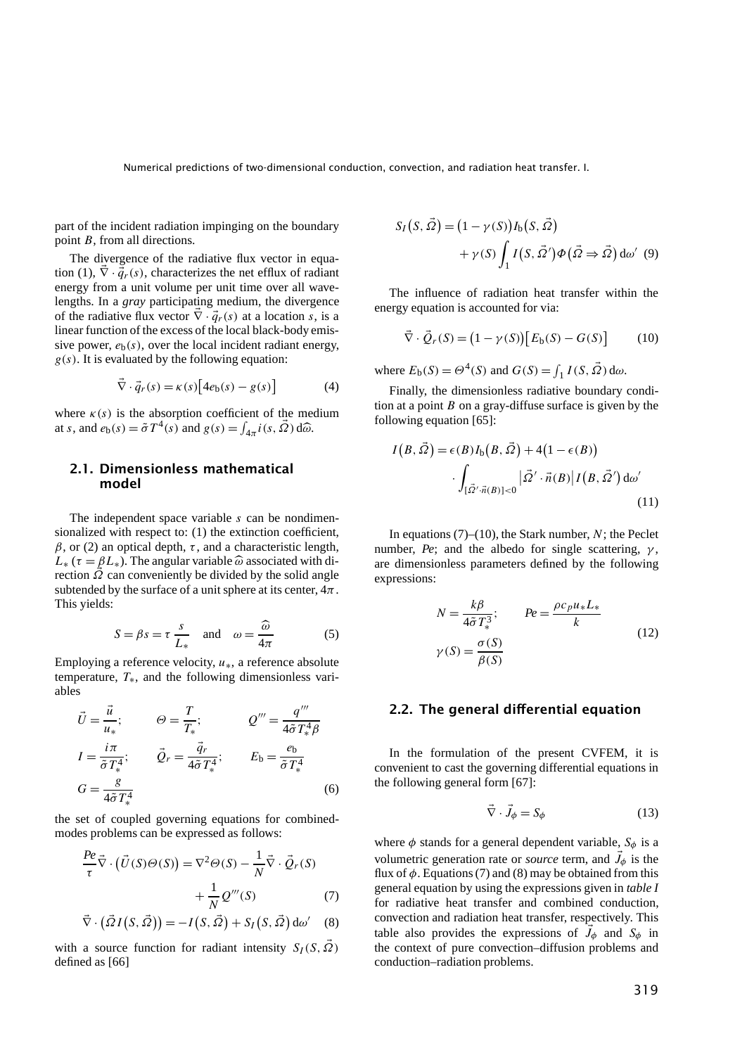part of the incident radiation impinging on the boundary point $B$, from all directions.

The divergence of the radiative flux vector in equation (1), $\vec{\nabla} \cdot \vec{q}_r(s)$, characterizes the net efflux of radiant energy from a unit volume per unit time over all wavelengths. In a *gray* participating medium, the divergence of the radiative flux vector $\vec{\nabla} \cdot \vec{q}_r(s)$ at a location $s$, is a linear function of the excess of the local black-body emissive power, $e_b(s)$, over the local incident radiant energy, $g(s)$. It is evaluated by the following equation:

$$\vec{\nabla} \cdot \vec{q}_r(s) = \kappa(s)\big[4e_b(s) - g(s)\big] \tag{4}$$

where $\kappa(s)$ is the absorption coefficient of the medium at $s$, and $e_b(s) = \tilde{\sigma} T^4(s)$ and $g(s) = \int_{4\pi} i(s, \vec{\Omega})\, d\widehat{\omega}$.

### 2.1. Dimensionless mathematical model

The independent space variable $s$ can be nondimensionalized with respect to: (1) the extinction coefficient, $\beta$, or (2) an optical depth, $\tau$, and a characteristic length, $L_*$ ($\tau = \beta L_*$). The angular variable $\widehat{\omega}$ associated with direction $\vec{\Omega}$ can conveniently be divided by the solid angle subtended by the surface of a unit sphere at its center, $4\pi$. This yields:

$$S = \beta s = \tau \frac{s}{L_*} \quad \text{and} \quad \omega = \frac{\widehat{\omega}}{4\pi} \tag{5}$$

Employing a reference velocity, $u_*$, a reference absolute temperature, $T_*$, and the following dimensionless variables

$$\vec{U} = \frac{\vec{u}}{u_*}; \qquad \Theta = \frac{T}{T_*}; \qquad Q''' = \frac{q'''}{4\tilde{\sigma} T_*^4 \beta}$$
$$I = \frac{i\pi}{\tilde{\sigma} T_*^4}; \qquad \vec{Q}_r = \frac{\vec{q}_r}{4\tilde{\sigma} T_*^4}; \qquad E_b = \frac{e_b}{\tilde{\sigma} T_*^4}$$
$$G = \frac{g}{4\tilde{\sigma} T_*^4} \tag{6}$$

the set of coupled governing equations for combined-modes problems can be expressed as follows:

$$\frac{Pe}{\tau} \vec{\nabla} \cdot \big(\vec{U}(S)\Theta(S)\big) = \nabla^2 \Theta(S) - \frac{1}{N} \vec{\nabla} \cdot \vec{Q}_r(S) + \frac{1}{N} Q'''(S) \tag{7}$$

$$\vec{\nabla} \cdot \big(\vec{\Omega} I(S, \vec{\Omega})\big) = -I(S, \vec{\Omega}) + S_I(S, \vec{\Omega})\, d\omega' \tag{8}$$

with a source function for radiant intensity $S_I(S, \vec{\Omega})$ defined as [66]

$$S_I(S, \vec{\Omega}) = \big(1 - \gamma(S)\big) I_b(S, \vec{\Omega}) + \gamma(S) \int_1 I(S, \vec{\Omega}') \Phi(\vec{\Omega} \Rightarrow \vec{\Omega})\, d\omega' \tag{9}$$

The influence of radiation heat transfer within the energy equation is accounted for via:

$$\vec{\nabla} \cdot \vec{Q}_r(S) = \big(1 - \gamma(S)\big)\big[E_b(S) - G(S)\big] \tag{10}$$

where $E_b(S) = \Theta^4(S)$ and $G(S) = \int_1 I(S, \vec{\Omega})\, d\omega$.

Finally, the dimensionless radiative boundary condition at a point $B$ on a gray-diffuse surface is given by the following equation [65]:

$$I(B, \vec{\Omega}) = \epsilon(B) I_b(B, \vec{\Omega}) + 4\big(1 - \epsilon(B)\big) \cdot \int_{[\vec{\Omega}' \cdot \vec{n}(B)] < 0} \big|\vec{\Omega}' \cdot \vec{n}(B)\big| I(B, \vec{\Omega}')\, d\omega' \tag{11}$$

In equations (7)–(10), the Stark number, $N$; the Peclet number, $Pe$; and the albedo for single scattering, $\gamma$, are dimensionless parameters defined by the following expressions:

$$N = \frac{k\beta}{4\tilde{\sigma} T_*^3}; \qquad Pe = \frac{\rho c_p u_* L_*}{k}$$
$$\gamma(S) = \frac{\sigma(S)}{\beta(S)} \tag{12}$$

### 2.2. The general differential equation

In the formulation of the present CVFEM, it is convenient to cast the governing differential equations in the following general form [67]:

$$\vec{\nabla} \cdot \vec{J}_\phi = S_\phi \tag{13}$$

where $\phi$ stands for a general dependent variable, $S_\phi$ is a volumetric generation rate or *source* term, and $\vec{J}_\phi$ is the flux of $\phi$. Equations (7) and (8) may be obtained from this general equation by using the expressions given in *table I* for radiative heat transfer and combined conduction, convection and radiation heat transfer, respectively. This table also provides the expressions of $\vec{J}_\phi$ and $S_\phi$ in the context of pure convection–diffusion problems and conduction–radiation problems.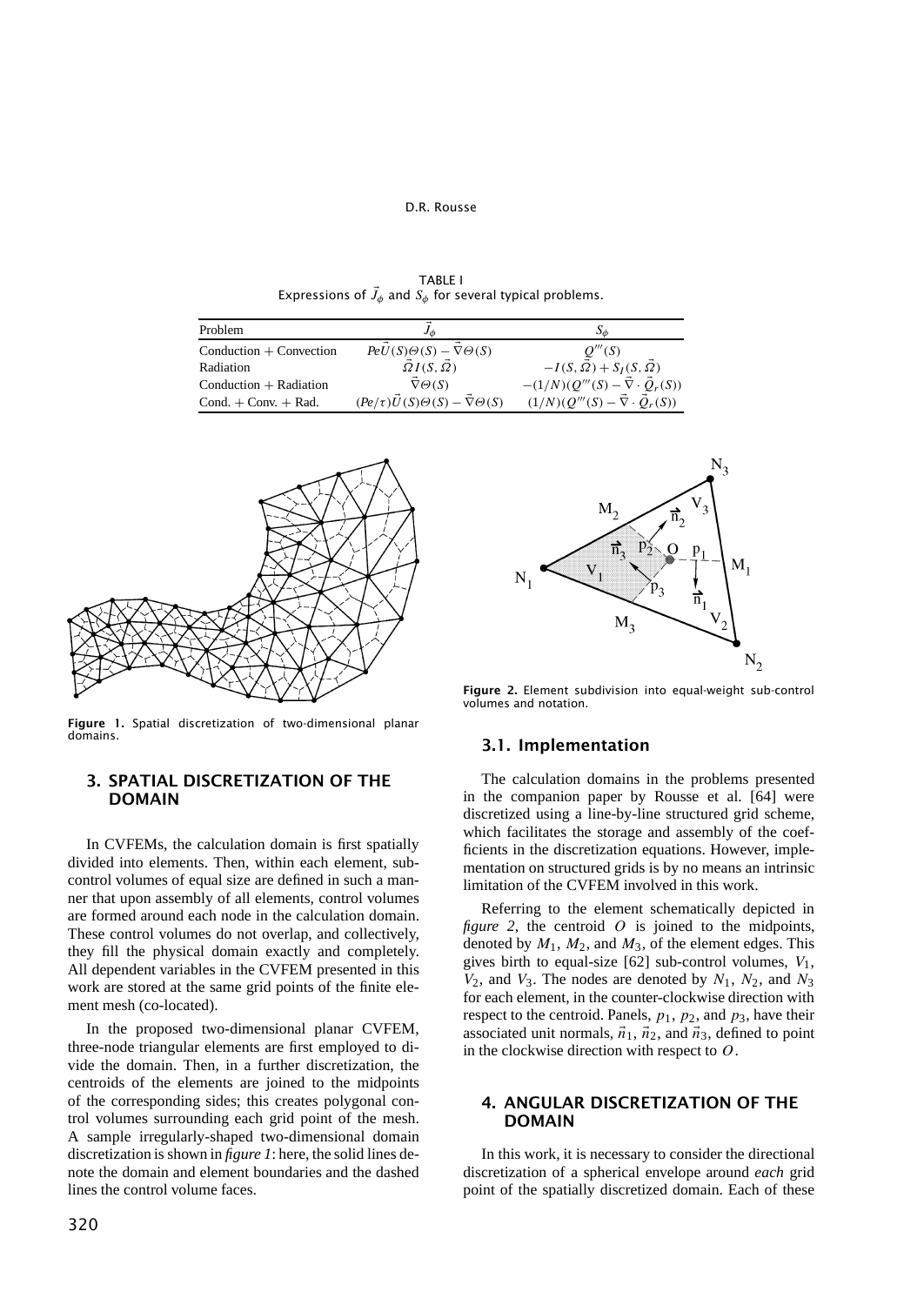TABLE I
Expressions of $\vec{J}_\phi$ and $S_\phi$ for several typical problems.

| Problem | $\vec{J}_\phi$ | $S_\phi$ |
|---|---|---|
| Conduction + Convection | $Pe\vec{U}(S)\Theta(S) - \vec{\nabla}\Theta(S)$ | $Q'''(S)$ |
| Radiation | $\vec{\Omega}I(S,\vec{\Omega})$ | $-I(S,\vec{\Omega}) + S_I(S,\vec{\Omega})$ |
| Conduction + Radiation | $\vec{\nabla}\Theta(S)$ | $-(1/N)(Q'''(S) - \vec{\nabla}\cdot\vec{Q}_r(S))$ |
| Cond. + Conv. + Rad. | $(Pe/\tau)\vec{U}(S)\Theta(S) - \vec{\nabla}\Theta(S)$ | $(1/N)(Q'''(S) - \vec{\nabla}\cdot\vec{Q}_r(S))$ |

**Figure 1.** Spatial discretization of two-dimensional planar domains.

## 3. SPATIAL DISCRETIZATION OF THE DOMAIN

In CVFEMs, the calculation domain is first spatially divided into elements. Then, within each element, sub-control volumes of equal size are defined in such a manner that upon assembly of all elements, control volumes are formed around each node in the calculation domain. These control volumes do not overlap, and collectively, they fill the physical domain exactly and completely. All dependent variables in the CVFEM presented in this work are stored at the same grid points of the finite element mesh (co-located).

In the proposed two-dimensional planar CVFEM, three-node triangular elements are first employed to divide the domain. Then, in a further discretization, the centroids of the elements are joined to the midpoints of the corresponding sides; this creates polygonal control volumes surrounding each grid point of the mesh. A sample irregularly-shaped two-dimensional domain discretization is shown in *figure 1*: here, the solid lines denote the domain and element boundaries and the dashed lines the control volume faces.

**Figure 2.** Element subdivision into equal-weight sub-control volumes and notation.

### 3.1. Implementation

The calculation domains in the problems presented in the companion paper by Rousse et al. [64] were discretized using a line-by-line structured grid scheme, which facilitates the storage and assembly of the coefficients in the discretization equations. However, implementation on structured grids is by no means an intrinsic limitation of the CVFEM involved in this work.

Referring to the element schematically depicted in *figure 2*, the centroid $O$ is joined to the midpoints, denoted by $M_1$, $M_2$, and $M_3$, of the element edges. This gives birth to equal-size [62] sub-control volumes, $V_1$, $V_2$, and $V_3$. The nodes are denoted by $N_1$, $N_2$, and $N_3$ for each element, in the counter-clockwise direction with respect to the centroid. Panels, $p_1$, $p_2$, and $p_3$, have their associated unit normals, $\vec{n}_1$, $\vec{n}_2$, and $\vec{n}_3$, defined to point in the clockwise direction with respect to $O$.

## 4. ANGULAR DISCRETIZATION OF THE DOMAIN

In this work, it is necessary to consider the directional discretization of a spherical envelope around *each* grid point of the spatially discretized domain. Each of these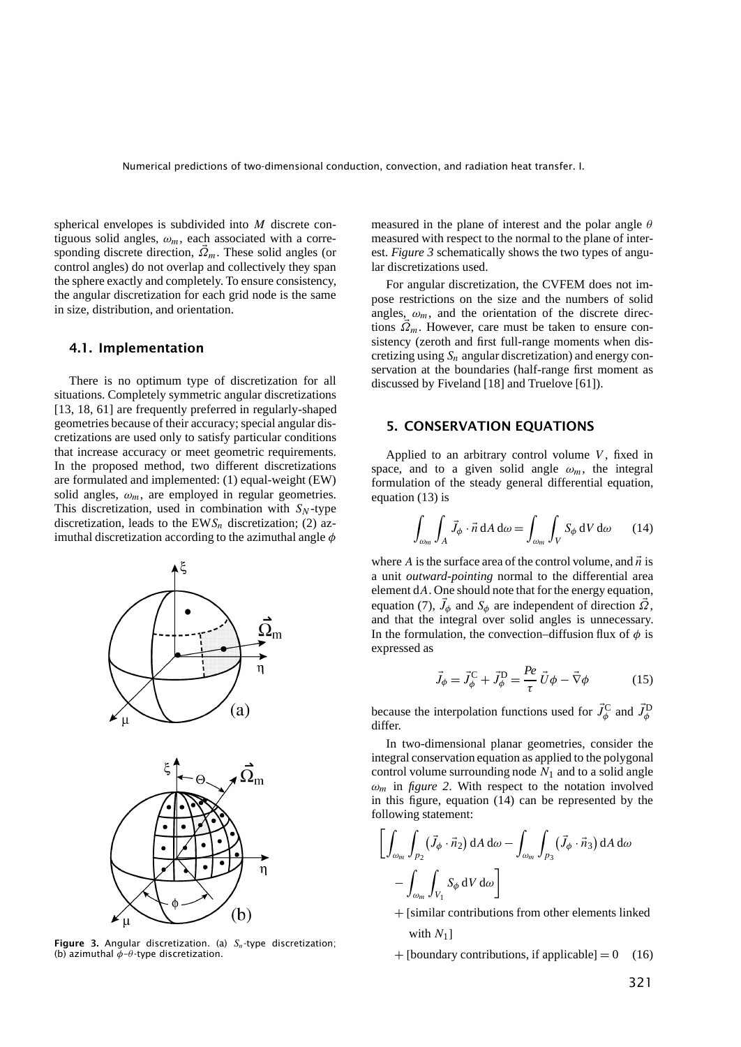spherical envelopes is subdivided into $M$ discrete contiguous solid angles, $\omega_m$, each associated with a corresponding discrete direction, $\vec{\Omega}_m$. These solid angles (or control angles) do not overlap and collectively they span the sphere exactly and completely. To ensure consistency, the angular discretization for each grid node is the same in size, distribution, and orientation.

### 4.1. Implementation

There is no optimum type of discretization for all situations. Completely symmetric angular discretizations [13, 18, 61] are frequently preferred in regularly-shaped geometries because of their accuracy; special angular discretizations are used only to satisfy particular conditions that increase accuracy or meet geometric requirements. In the proposed method, two different discretizations are formulated and implemented: (1) equal-weight (EW) solid angles, $\omega_m$, are employed in regular geometries. This discretization, used in combination with $S_N$-type discretization, leads to the EW$S_n$ discretization; (2) azimuthal discretization according to the azimuthal angle $\phi$ measured in the plane of interest and the polar angle $\theta$ measured with respect to the normal to the plane of interest. *Figure 3* schematically shows the two types of angular discretizations used.

**Figure 3.** Angular discretization. (a) $S_n$-type discretization; (b) azimuthal $\phi$–$\theta$-type discretization.

For angular discretization, the CVFEM does not impose restrictions on the size and the numbers of solid angles, $\omega_m$, and the orientation of the discrete directions $\vec{\Omega}_m$. However, care must be taken to ensure consistency (zeroth and first full-range moments when discretizing using $S_n$ angular discretization) and energy conservation at the boundaries (half-range first moment as discussed by Fiveland [18] and Truelove [61]).

## 5. CONSERVATION EQUATIONS

Applied to an arbitrary control volume $V$, fixed in space, and to a given solid angle $\omega_m$, the integral formulation of the steady general differential equation, equation (13) is

$$\int_{\omega_m}\int_A \vec{J}_\phi \cdot \vec{n}\,\mathrm{d}A\,\mathrm{d}\omega = \int_{\omega_m}\int_V S_\phi\,\mathrm{d}V\,\mathrm{d}\omega \qquad (14)$$

where $A$ is the surface area of the control volume, and $\vec{n}$ is a unit *outward-pointing* normal to the differential area element d$A$. One should note that for the energy equation, equation (7), $\vec{J}_\phi$ and $S_\phi$ are independent of direction $\vec{\Omega}$, and that the integral over solid angles is unnecessary. In the formulation, the convection–diffusion flux of $\phi$ is expressed as

$$\vec{J}_\phi = \vec{J}^{\mathrm{C}}_\phi + \vec{J}^{\mathrm{D}}_\phi = \frac{Pe}{\tau}\,\vec{U}\phi - \vec{\nabla}\phi \qquad (15)$$

because the interpolation functions used for $\vec{J}^{\mathrm{C}}_\phi$ and $\vec{J}^{\mathrm{D}}_\phi$ differ.

In two-dimensional planar geometries, consider the integral conservation equation as applied to the polygonal control volume surrounding node $N_1$ and to a solid angle $\omega_m$ in *figure 2*. With respect to the notation involved in this figure, equation (14) can be represented by the following statement:

$$\left[\int_{\omega_m}\int_{p_2}\left(\vec{J}_\phi \cdot \vec{n}_2\right)\mathrm{d}A\,\mathrm{d}\omega - \int_{\omega_m}\int_{p_3}\left(\vec{J}_\phi \cdot \vec{n}_3\right)\mathrm{d}A\,\mathrm{d}\omega - \int_{\omega_m}\int_{V_1} S_\phi\,\mathrm{d}V\,\mathrm{d}\omega\right]$$

$+$ [similar contributions from other elements linked with $N_1$]

$+$ [boundary contributions, if applicable] $= 0 \quad (16)$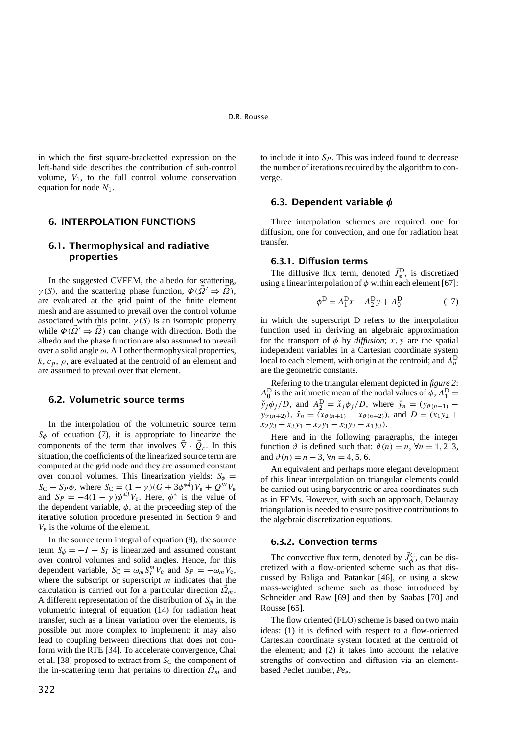in which the first square-bracketted expression on the left-hand side describes the contribution of sub-control volume, $V_1$, to the full control volume conservation equation for node $N_1$.

## 6. INTERPOLATION FUNCTIONS

### 6.1. Thermophysical and radiative properties

In the suggested CVFEM, the albedo for scattering, $\gamma(S)$, and the scattering phase function, $\Phi(\vec{\Omega}' \Rightarrow \vec{\Omega})$, are evaluated at the grid point of the finite element mesh and are assumed to prevail over the control volume associated with this point. $\gamma(S)$ is an isotropic property while $\Phi(\vec{\Omega}' \Rightarrow \vec{\Omega})$ can change with direction. Both the albedo and the phase function are also assumed to prevail over a solid angle $\omega$. All other thermophysical properties, $k$, $c_p$, $\rho$, are evaluated at the centroid of an element and are assumed to prevail over that element.

### 6.2. Volumetric source terms

In the interpolation of the volumetric source term $S_\phi$ of equation (7), it is appropriate to linearize the components of the term that involves $\vec{\nabla} \cdot \vec{Q}_r$. In this situation, the coefficients of the linearized source term are computed at the grid node and they are assumed constant over control volumes. This linearization yields: $S_\phi = S_C + S_P\phi$, where $S_C = (1-\gamma)(G + 3\phi^{*4})V_e + Q'''V_e$ and $S_P = -4(1-\gamma)\phi^{*3}V_e$. Here, $\phi^*$ is the value of the dependent variable, $\phi$, at the preceeding step of the iterative solution procedure presented in Section 9 and $V_e$ is the volume of the element.

In the source term integral of equation (8), the source term $S_\phi = -I + S_I$ is linearized and assumed constant over control volumes and solid angles. Hence, for this dependent variable, $S_C = \omega_m S_I^m V_e$ and $S_P = -\omega_m V_e$, where the subscript or superscript $m$ indicates that the calculation is carried out for a particular direction $\vec{\Omega}_m$. A different representation of the distribution of $S_\phi$ in the volumetric integral of equation (14) for radiation heat transfer, such as a linear variation over the elements, is possible but more complex to implement: it may also lead to coupling between directions that does not conform with the RTE [34]. To accelerate convergence, Chai et al. [38] proposed to extract from $S_C$ the component of the in-scattering term that pertains to direction $\vec{\Omega}_m$ and to include it into $S_P$. This was indeed found to decrease the number of iterations required by the algorithm to converge.

### 6.3. Dependent variable $\phi$

Three interpolation schemes are required: one for diffusion, one for convection, and one for radiation heat transfer.

#### 6.3.1. Diffusion terms

The diffusive flux term, denoted $\vec{J}_\phi^{\mathrm{D}}$, is discretized using a linear interpolation of $\phi$ within each element [67]:

$$\phi^{\mathrm{D}} = A_1^{\mathrm{D}} x + A_2^{\mathrm{D}} y + A_0^{\mathrm{D}} \tag{17}$$

in which the superscript D refers to the interpolation function used in deriving an algebraic approximation for the transport of $\phi$ by *diffusion*; $x, y$ are the spatial independent variables in a Cartesian coordinate system local to each element, with origin at the centroid; and $A_n^{\mathrm{D}}$ are the geometric constants.

Refering to the triangular element depicted in *figure 2*: $A_0^{\mathrm{D}}$ is the arithmetic mean of the nodal values of $\phi$, $A_1^{\mathrm{D}} = \check{y}_j\phi_j/D$, and $A_2^{\mathrm{D}} = \check{x}_j\phi_j/D$, where $\check{y}_n = (y_{\vartheta(n+1)} - y_{\vartheta(n+2)})$, $\check{x}_n = (x_{\vartheta(n+1)} - x_{\vartheta(n+2)})$, and $D = (x_1y_2 + x_2y_3 + x_3y_1 - x_2y_1 - x_3y_2 - x_1y_3)$.

Here and in the following paragraphs, the integer function $\vartheta$ is defined such that: $\vartheta(n) = n$, $\forall n = 1, 2, 3$, and $\vartheta(n) = n - 3$, $\forall n = 4, 5, 6$.

An equivalent and perhaps more elegant development of this linear interpolation on triangular elements could be carried out using barycentric or area coordinates such as in FEMs. However, with such an approach, Delaunay triangulation is needed to ensure positive contributions to the algebraic discretization equations.

#### 6.3.2. Convection terms

The convective flux term, denoted by $\vec{J}_\phi^{\mathrm{C}}$, can be discretized with a flow-oriented scheme such as that discussed by Baliga and Patankar [46], or using a skew mass-weighted scheme such as those introduced by Schneider and Raw [69] and then by Saabas [70] and Rousse [65].

The flow oriented (FLO) scheme is based on two main ideas: (1) it is defined with respect to a flow-oriented Cartesian coordinate system located at the centroid of the element; and (2) it takes into account the relative strengths of convection and diffusion via an element-based Peclet number, $Pe_e$.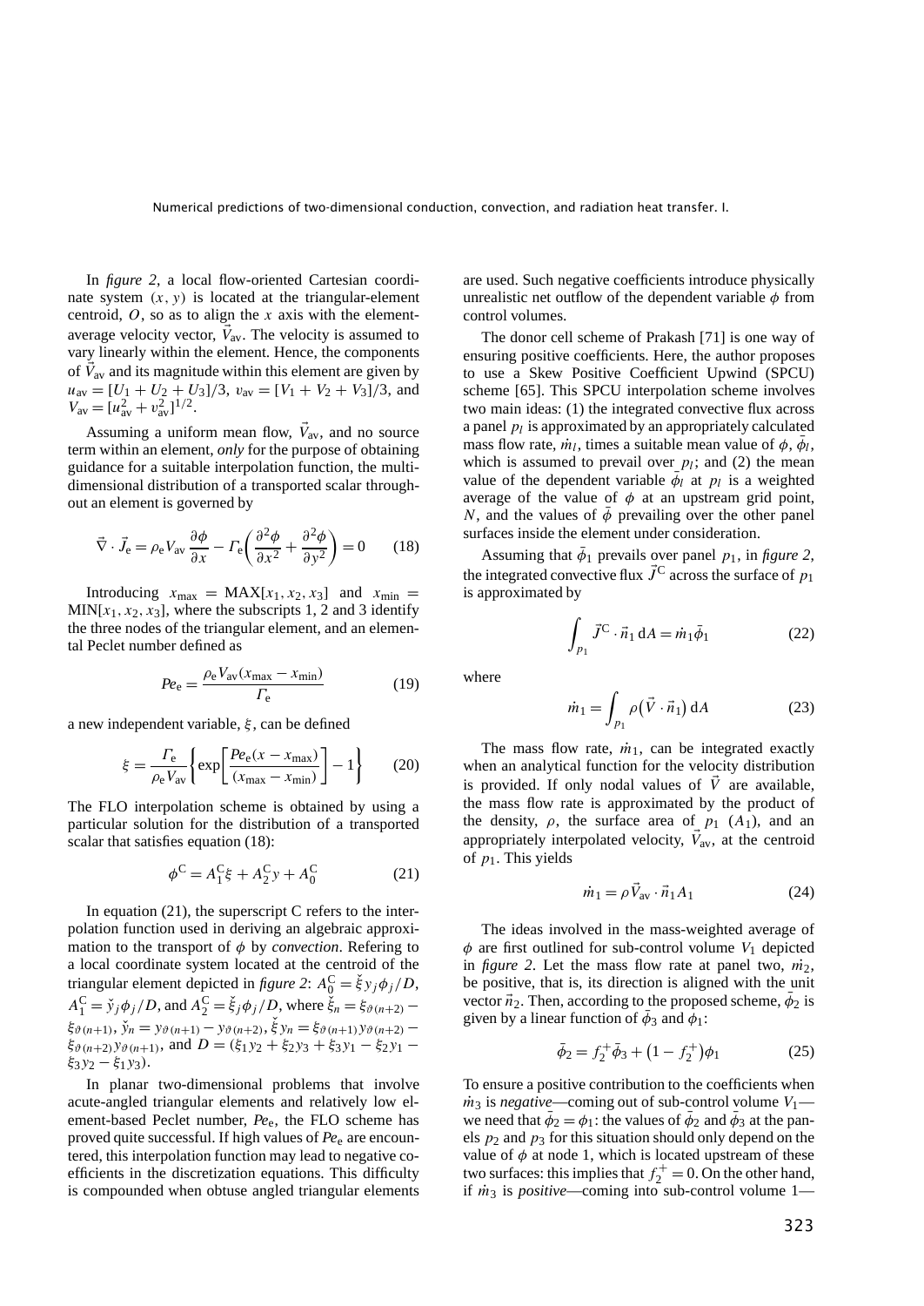In *figure 2*, a local flow-oriented Cartesian coordinate system $(x, y)$ is located at the triangular-element centroid, $O$, so as to align the $x$ axis with the element-average velocity vector, $\vec{V}_{\text{av}}$. The velocity is assumed to vary linearly within the element. Hence, the components of $\vec{V}_{\text{av}}$ and its magnitude within this element are given by $u_{\text{av}} = [U_1 + U_2 + U_3]/3$, $v_{\text{av}} = [V_1 + V_2 + V_3]/3$, and $V_{\text{av}} = [u_{\text{av}}^2 + v_{\text{av}}^2]^{1/2}$.

Assuming a uniform mean flow, $\vec{V}_{\text{av}}$, and no source term within an element, *only* for the purpose of obtaining guidance for a suitable interpolation function, the multi-dimensional distribution of a transported scalar throughout an element is governed by

$$\vec{\nabla} \cdot \vec{J}_{\text{e}} = \rho_{\text{e}} V_{\text{av}} \frac{\partial \phi}{\partial x} - \Gamma_{\text{e}} \left( \frac{\partial^2 \phi}{\partial x^2} + \frac{\partial^2 \phi}{\partial y^2} \right) = 0 \qquad (18)$$

Introducing $x_{\max} = \text{MAX}[x_1, x_2, x_3]$ and $x_{\min} = \text{MIN}[x_1, x_2, x_3]$, where the subscripts 1, 2 and 3 identify the three nodes of the triangular element, and an elemental Peclet number defined as

$$Pe_{\text{e}} = \frac{\rho_{\text{e}} V_{\text{av}} (x_{\max} - x_{\min})}{\Gamma_{\text{e}}} \qquad (19)$$

a new independent variable, $\xi$, can be defined

$$\xi = \frac{\Gamma_{\text{e}}}{\rho_{\text{e}} V_{\text{av}}} \left\{ \exp\left[ \frac{Pe_{\text{e}} (x - x_{\max})}{(x_{\max} - x_{\min})} \right] - 1 \right\} \qquad (20)$$

The FLO interpolation scheme is obtained by using a particular solution for the distribution of a transported scalar that satisfies equation (18):

$$\phi^{\text{C}} = A_1^{\text{C}} \xi + A_2^{\text{C}} y + A_0^{\text{C}} \qquad (21)$$

In equation (21), the superscript C refers to the interpolation function used in deriving an algebraic approximation to the transport of $\phi$ by *convection*. Refering to a local coordinate system located at the centroid of the triangular element depicted in *figure 2*: $A_0^{\text{C}} = \check{\xi} y_j \phi_j / D$, $A_1^{\text{C}} = \check{y}_j \phi_j / D$, and $A_2^{\text{C}} = \check{\xi}_j \phi_j / D$, where $\check{\xi}_n = \xi_{\vartheta(n+2)} - \xi_{\vartheta(n+1)}$, $\check{y}_n = y_{\vartheta(n+1)} - y_{\vartheta(n+2)}$, $\check{\xi} y_n = \xi_{\vartheta(n+1)} y_{\vartheta(n+2)} - \xi_{\vartheta(n+2)} y_{\vartheta(n+1)}$, and $D = (\xi_1 y_2 + \xi_2 y_3 + \xi_3 y_1 - \xi_2 y_1 - \xi_3 y_2 - \xi_1 y_3)$.

In planar two-dimensional problems that involve acute-angled triangular elements and relatively low element-based Peclet number, $Pe_{\text{e}}$, the FLO scheme has proved quite successful. If high values of $Pe_{\text{e}}$ are encountered, this interpolation function may lead to negative coefficients in the discretization equations. This difficulty is compounded when obtuse angled triangular elements are used. Such negative coefficients introduce physically unrealistic net outflow of the dependent variable $\phi$ from control volumes.

The donor cell scheme of Prakash [71] is one way of ensuring positive coefficients. Here, the author proposes to use a Skew Positive Coefficient Upwind (SPCU) scheme [65]. This SPCU interpolation scheme involves two main ideas: (1) the integrated convective flux across a panel $p_l$ is approximated by an appropriately calculated mass flow rate, $\dot{m}_l$, times a suitable mean value of $\phi$, $\bar{\phi}_l$, which is assumed to prevail over $p_l$; and (2) the mean value of the dependent variable $\bar{\phi}_l$ at $p_l$ is a weighted average of the value of $\phi$ at an upstream grid point, $N$, and the values of $\bar{\phi}$ prevailing over the other panel surfaces inside the element under consideration.

Assuming that $\bar{\phi}_1$ prevails over panel $p_1$, in *figure 2*, the integrated convective flux $\vec{J}^{\text{C}}$ across the surface of $p_1$ is approximated by

$$\int_{p_1} \vec{J}^{\text{C}} \cdot \vec{n}_1 \, \text{d}A = \dot{m}_1 \bar{\phi}_1 \qquad (22)$$

where

$$\dot{m}_1 = \int_{p_1} \rho \big( \vec{V} \cdot \vec{n}_1 \big) \, \text{d}A \qquad (23)$$

The mass flow rate, $\dot{m}_1$, can be integrated exactly when an analytical function for the velocity distribution is provided. If only nodal values of $\vec{V}$ are available, the mass flow rate is approximated by the product of the density, $\rho$, the surface area of $p_1$ $(A_1)$, and an appropriately interpolated velocity, $\vec{V}_{\text{av}}$, at the centroid of $p_1$. This yields

$$\dot{m}_1 = \rho \vec{V}_{\text{av}} \cdot \vec{n}_1 A_1 \qquad (24)$$

The ideas involved in the mass-weighted average of $\phi$ are first outlined for sub-control volume $V_1$ depicted in *figure 2*. Let the mass flow rate at panel two, $\dot{m}_2$, be positive, that is, its direction is aligned with the unit vector $\vec{n}_2$. Then, according to the proposed scheme, $\bar{\phi}_2$ is given by a linear function of $\bar{\phi}_3$ and $\phi_1$:

$$\bar{\phi}_2 = f_2^+ \bar{\phi}_3 + \big(1 - f_2^+\big) \phi_1 \qquad (25)$$

To ensure a positive contribution to the coefficients when $\dot{m}_3$ is *negative*—coming out of sub-control volume $V_1$—we need that $\bar{\phi}_2 = \phi_1$: the values of $\bar{\phi}_2$ and $\bar{\phi}_3$ at the panels $p_2$ and $p_3$ for this situation should only depend on the value of $\phi$ at node 1, which is located upstream of these two surfaces: this implies that $f_2^+ = 0$. On the other hand, if $\dot{m}_3$ is *positive*—coming into sub-control volume 1—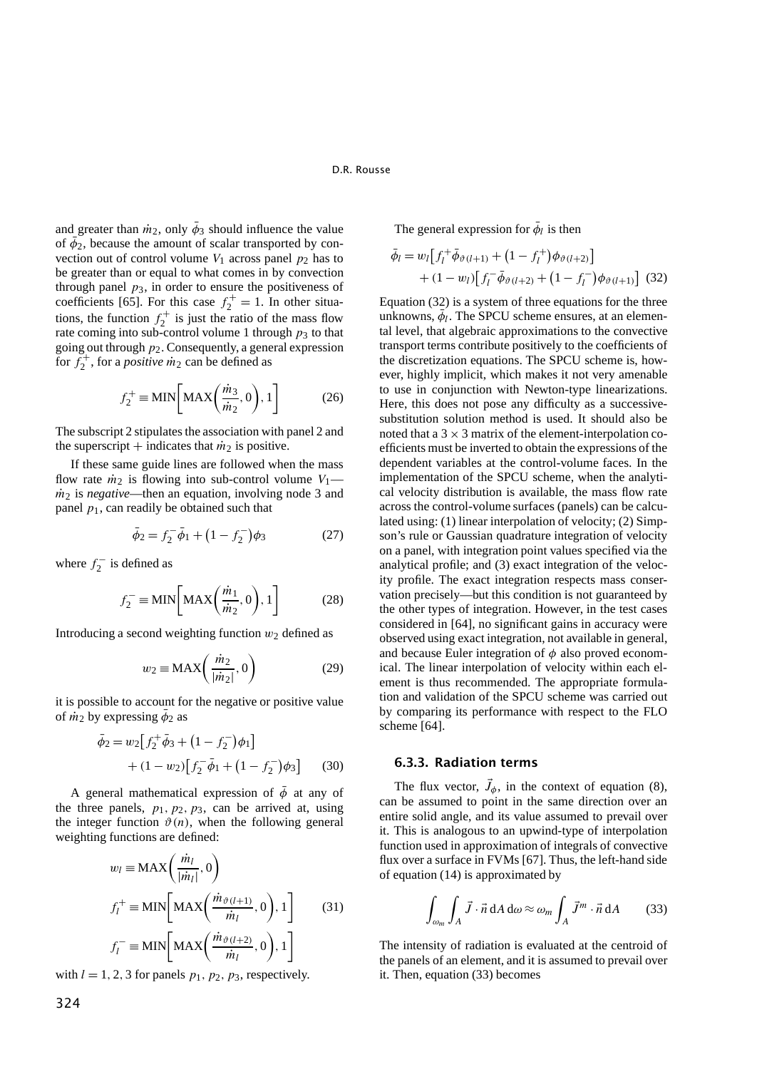and greater than $\dot{m}_2$, only $\bar{\phi}_3$ should influence the value of $\bar{\phi}_2$, because the amount of scalar transported by convection out of control volume $V_1$ across panel $p_2$ has to be greater than or equal to what comes in by convection through panel $p_3$, in order to ensure the positiveness of coefficients [65]. For this case $f_2^+ = 1$. In other situations, the function $f_2^+$ is just the ratio of the mass flow rate coming into sub-control volume 1 through $p_3$ to that going out through $p_2$. Consequently, a general expression for $f_2^+$, for a *positive* $\dot{m}_2$ can be defined as

$$f_2^+ \equiv \mathrm{MIN}\left[\mathrm{MAX}\left(\frac{\dot{m}_3}{\dot{m}_2}, 0\right), 1\right] \tag{26}$$

The subscript 2 stipulates the association with panel 2 and the superscript + indicates that $\dot{m}_2$ is positive.

If these same guide lines are followed when the mass flow rate $\dot{m}_2$ is flowing into sub-control volume $V_1$—$\dot{m}_2$ is *negative*—then an equation, involving node 3 and panel $p_1$, can readily be obtained such that

$$\bar{\phi}_2 = f_2^- \bar{\phi}_1 + \left(1 - f_2^-\right)\phi_3 \tag{27}$$

where $f_2^-$ is defined as

$$f_2^- \equiv \mathrm{MIN}\left[\mathrm{MAX}\left(\frac{\dot{m}_1}{\dot{m}_2}, 0\right), 1\right] \tag{28}$$

Introducing a second weighting function $w_2$ defined as

$$w_2 \equiv \mathrm{MAX}\left(\frac{\dot{m}_2}{|\dot{m}_2|}, 0\right) \tag{29}$$

it is possible to account for the negative or positive value of $\dot{m}_2$ by expressing $\bar{\phi}_2$ as

$$\begin{aligned}\bar{\phi}_2 = {} & w_2\left[f_2^+ \bar{\phi}_3 + \left(1 - f_2^-\right)\phi_1\right] \\ & + (1 - w_2)\left[f_2^- \bar{\phi}_1 + \left(1 - f_2^-\right)\phi_3\right]\end{aligned} \tag{30}$$

A general mathematical expression of $\bar{\phi}$ at any of the three panels, $p_1$, $p_2$, $p_3$, can be arrived at, using the integer function $\vartheta(n)$, when the following general weighting functions are defined:

$$\begin{aligned} w_l &\equiv \mathrm{MAX}\left(\frac{\dot{m}_l}{|\dot{m}_l|}, 0\right) \\ f_l^+ &\equiv \mathrm{MIN}\left[\mathrm{MAX}\left(\frac{\dot{m}_{\vartheta(l+1)}}{\dot{m}_l}, 0\right), 1\right] \\ f_l^- &\equiv \mathrm{MIN}\left[\mathrm{MAX}\left(\frac{\dot{m}_{\vartheta(l+2)}}{\dot{m}_l}, 0\right), 1\right] \end{aligned} \tag{31}$$

with $l = 1, 2, 3$ for panels $p_1$, $p_2$, $p_3$, respectively.

The general expression for $\bar{\phi}_l$ is then

$$\begin{aligned}\bar{\phi}_l = {} & w_l\left[f_l^+ \bar{\phi}_{\vartheta(l+1)} + \left(1 - f_l^+\right)\phi_{\vartheta(l+2)}\right] \\ & + (1 - w_l)\left[f_l^- \bar{\phi}_{\vartheta(l+2)} + \left(1 - f_l^-\right)\phi_{\vartheta(l+1)}\right]\end{aligned} \tag{32}$$

Equation (32) is a system of three equations for the three unknowns, $\bar{\phi}_l$. The SPCU scheme ensures, at an elemental level, that algebraic approximations to the convective transport terms contribute positively to the coefficients of the discretization equations. The SPCU scheme is, however, highly implicit, which makes it not very amenable to use in conjunction with Newton-type linearizations. Here, this does not pose any difficulty as a successive-substitution solution method is used. It should also be noted that a $3 \times 3$ matrix of the element-interpolation coefficients must be inverted to obtain the expressions of the dependent variables at the control-volume faces. In the implementation of the SPCU scheme, when the analytical velocity distribution is available, the mass flow rate across the control-volume surfaces (panels) can be calculated using: (1) linear interpolation of velocity; (2) Simpson's rule or Gaussian quadrature integration of velocity on a panel, with integration point values specified via the analytical profile; and (3) exact integration of the velocity profile. The exact integration respects mass conservation precisely—but this condition is not guaranteed by the other types of integration. However, in the test cases considered in [64], no significant gains in accuracy were observed using exact integration, not available in general, and because Euler integration of $\phi$ also proved economical. The linear interpolation of velocity within each element is thus recommended. The appropriate formulation and validation of the SPCU scheme was carried out by comparing its performance with respect to the FLO scheme [64].

### 6.3.3. Radiation terms

The flux vector, $\vec{J}_\phi$, in the context of equation (8), can be assumed to point in the same direction over an entire solid angle, and its value assumed to prevail over it. This is analogous to an upwind-type of interpolation function used in approximation of integrals of convective flux over a surface in FVMs [67]. Thus, the left-hand side of equation (14) is approximated by

$$\int_{\omega_m} \int_A \vec{J} \cdot \vec{n}\, \mathrm{d}A\, \mathrm{d}\omega \approx \omega_m \int_A \vec{J}^m \cdot \vec{n}\, \mathrm{d}A \tag{33}$$

The intensity of radiation is evaluated at the centroid of the panels of an element, and it is assumed to prevail over it. Then, equation (33) becomes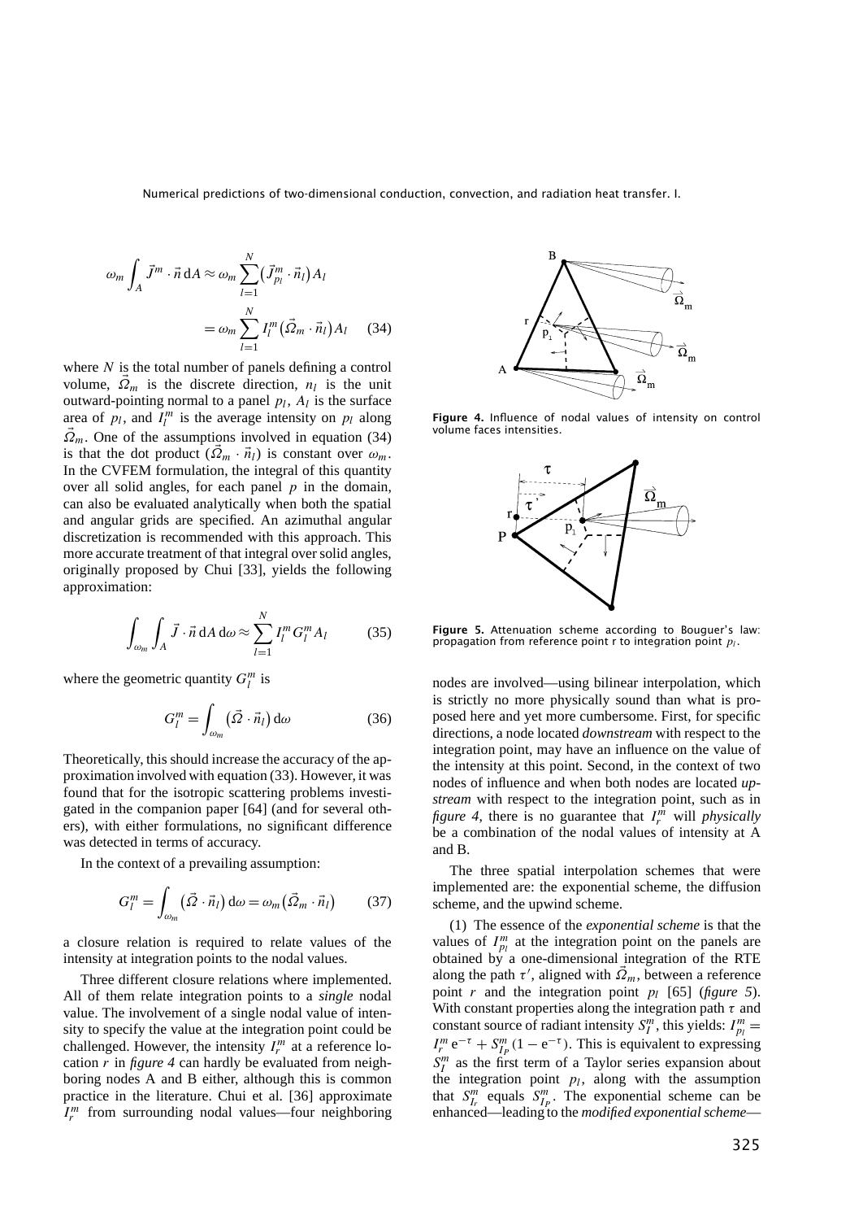$$\omega_m \int_A \vec{J}^m \cdot \vec{n}\,\mathrm{d}A \approx \omega_m \sum_{l=1}^{N} \left(\vec{J}^m_{p_l} \cdot \vec{n}_l\right) A_l = \omega_m \sum_{l=1}^{N} I_l^m \left(\vec{\Omega}_m \cdot \vec{n}_l\right) A_l \qquad (34)$$

where $N$ is the total number of panels defining a control volume, $\vec{\Omega}_m$ is the discrete direction, $n_l$ is the unit outward-pointing normal to a panel $p_l$, $A_l$ is the surface area of $p_l$, and $I_l^m$ is the average intensity on $p_l$ along $\vec{\Omega}_m$. One of the assumptions involved in equation (34) is that the dot product $(\vec{\Omega}_m \cdot \vec{n}_l)$ is constant over $\omega_m$. In the CVFEM formulation, the integral of this quantity over all solid angles, for each panel $p$ in the domain, can also be evaluated analytically when both the spatial and angular grids are specified. An azimuthal angular discretization is recommended with this approach. This more accurate treatment of that integral over solid angles, originally proposed by Chui [33], yields the following approximation:

$$\int_{\omega_m} \int_A \vec{J} \cdot \vec{n}\,\mathrm{d}A\,\mathrm{d}\omega \approx \sum_{l=1}^{N} I_l^m G_l^m A_l \qquad (35)$$

where the geometric quantity $G_l^m$ is

$$G_l^m = \int_{\omega_m} \left(\vec{\Omega} \cdot \vec{n}_l\right) \mathrm{d}\omega \qquad (36)$$

Theoretically, this should increase the accuracy of the approximation involved with equation (33). However, it was found that for the isotropic scattering problems investigated in the companion paper [64] (and for several others), with either formulations, no significant difference was detected in terms of accuracy.

In the context of a prevailing assumption:

$$G_l^m = \int_{\omega_m} \left(\vec{\Omega} \cdot \vec{n}_l\right) \mathrm{d}\omega = \omega_m \left(\vec{\Omega}_m \cdot \vec{n}_l\right) \qquad (37)$$

a closure relation is required to relate values of the intensity at integration points to the nodal values.

Three different closure relations where implemented. All of them relate integration points to a *single* nodal value. The involvement of a single nodal value of intensity to specify the value at the integration point could be challenged. However, the intensity $I_r^m$ at a reference location $r$ in *figure 4* can hardly be evaluated from neighboring nodes A and B either, although this is common practice in the literature. Chui et al. [36] approximate $I_r^m$ from surrounding nodal values—four neighboring nodes are involved—using bilinear interpolation, which is strictly no more physically sound than what is proposed here and yet more cumbersome. First, for specific directions, a node located *downstream* with respect to the integration point, may have an influence on the value of the intensity at this point. Second, in the context of two nodes of influence and when both nodes are located *upstream* with respect to the integration point, such as in *figure 4*, there is no guarantee that $I_r^m$ will *physically* be a combination of the nodal values of intensity at A and B.

**Figure 4.** Influence of nodal values of intensity on control volume faces intensities.

**Figure 5.** Attenuation scheme according to Bouguer's law: propagation from reference point r to integration point $p_l$.

The three spatial interpolation schemes that were implemented are: the exponential scheme, the diffusion scheme, and the upwind scheme.

(1) The essence of the *exponential scheme* is that the values of $I_{p_l}^m$ at the integration point on the panels are obtained by a one-dimensional integration of the RTE along the path $\tau'$, aligned with $\vec{\Omega}_m$, between a reference point $r$ and the integration point $p_l$ [65] (*figure 5*). With constant properties along the integration path $\tau$ and constant source of radiant intensity $S_I^m$, this yields: $I_{p_l}^m = I_r^m\,\mathrm{e}^{-\tau} + S_{I_P}^m\,(1 - \mathrm{e}^{-\tau})$. This is equivalent to expressing $S_I^m$ as the first term of a Taylor series expansion about the integration point $p_l$, along with the assumption that $S_{I_r}^m$ equals $S_{I_P}^m$. The exponential scheme can be enhanced—leading to the *modified exponential scheme*—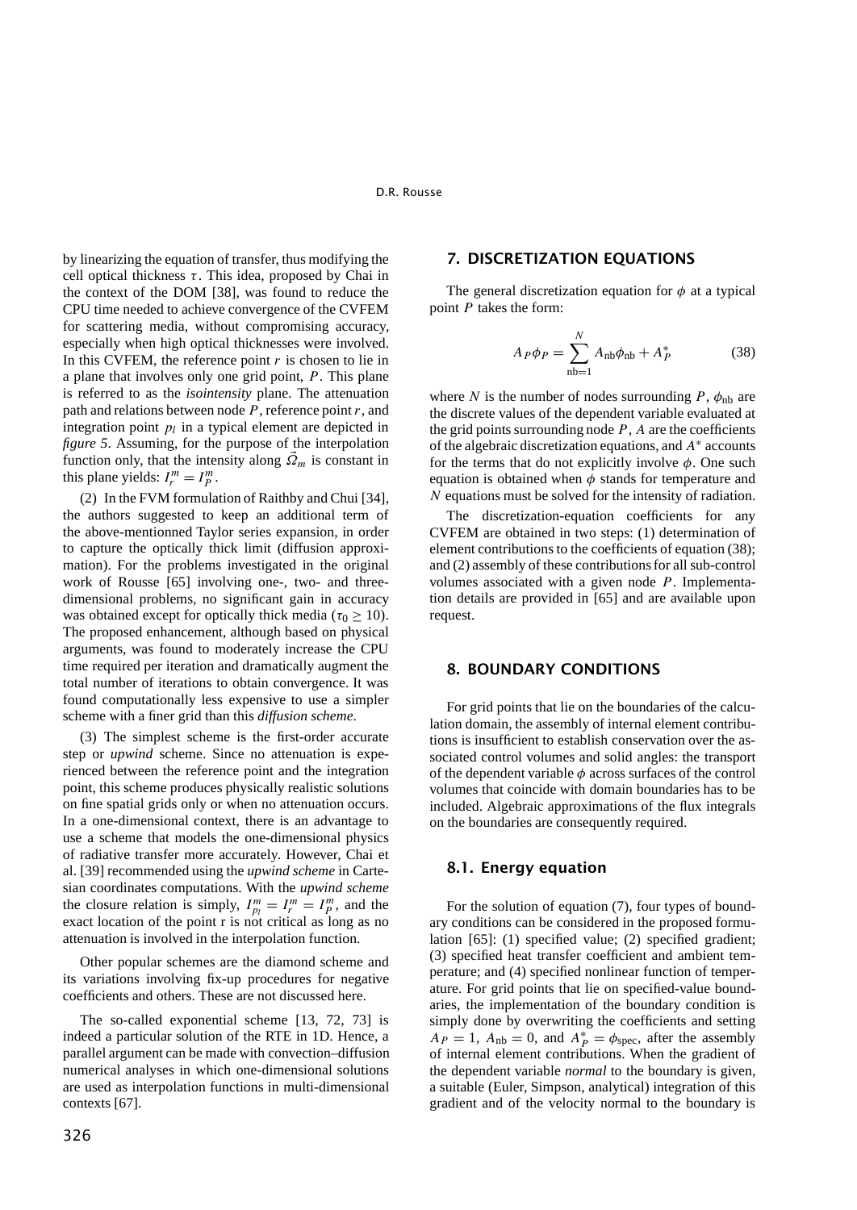by linearizing the equation of transfer, thus modifying the cell optical thickness $\tau$. This idea, proposed by Chai in the context of the DOM [38], was found to reduce the CPU time needed to achieve convergence of the CVFEM for scattering media, without compromising accuracy, especially when high optical thicknesses were involved. In this CVFEM, the reference point $r$ is chosen to lie in a plane that involves only one grid point, $P$. This plane is referred to as the *isointensity* plane. The attenuation path and relations between node $P$, reference point $r$, and integration point $p_l$ in a typical element are depicted in *figure 5*. Assuming, for the purpose of the interpolation function only, that the intensity along $\vec{\Omega}_m$ is constant in this plane yields: $I_r^m = I_P^m$.

(2) In the FVM formulation of Raithby and Chui [34], the authors suggested to keep an additional term of the above-mentionned Taylor series expansion, in order to capture the optically thick limit (diffusion approximation). For the problems investigated in the original work of Rousse [65] involving one-, two- and three-dimensional problems, no significant gain in accuracy was obtained except for optically thick media ($\tau_0 \geq 10$). The proposed enhancement, although based on physical arguments, was found to moderately increase the CPU time required per iteration and dramatically augment the total number of iterations to obtain convergence. It was found computationally less expensive to use a simpler scheme with a finer grid than this *diffusion scheme*.

(3) The simplest scheme is the first-order accurate step or *upwind* scheme. Since no attenuation is experienced between the reference point and the integration point, this scheme produces physically realistic solutions on fine spatial grids only or when no attenuation occurs. In a one-dimensional context, there is an advantage to use a scheme that models the one-dimensional physics of radiative transfer more accurately. However, Chai et al. [39] recommended using the *upwind scheme* in Cartesian coordinates computations. With the *upwind scheme* the closure relation is simply, $I_{p_l}^m = I_r^m = I_P^m$, and the exact location of the point r is not critical as long as no attenuation is involved in the interpolation function.

Other popular schemes are the diamond scheme and its variations involving fix-up procedures for negative coefficients and others. These are not discussed here.

The so-called exponential scheme [13, 72, 73] is indeed a particular solution of the RTE in 1D. Hence, a parallel argument can be made with convection–diffusion numerical analyses in which one-dimensional solutions are used as interpolation functions in multi-dimensional contexts [67].

## 7. DISCRETIZATION EQUATIONS

The general discretization equation for $\phi$ at a typical point $P$ takes the form:

$$A_P \phi_P = \sum_{\mathrm{nb}=1}^{N} A_{\mathrm{nb}} \phi_{\mathrm{nb}} + A_P^* \tag{38}$$

where $N$ is the number of nodes surrounding $P$, $\phi_{\mathrm{nb}}$ are the discrete values of the dependent variable evaluated at the grid points surrounding node $P$, $A$ are the coefficients of the algebraic discretization equations, and $A^*$ accounts for the terms that do not explicitly involve $\phi$. One such equation is obtained when $\phi$ stands for temperature and $N$ equations must be solved for the intensity of radiation.

The discretization-equation coefficients for any CVFEM are obtained in two steps: (1) determination of element contributions to the coefficients of equation (38); and (2) assembly of these contributions for all sub-control volumes associated with a given node $P$. Implementation details are provided in [65] and are available upon request.

## 8. BOUNDARY CONDITIONS

For grid points that lie on the boundaries of the calculation domain, the assembly of internal element contributions is insufficient to establish conservation over the associated control volumes and solid angles: the transport of the dependent variable $\phi$ across surfaces of the control volumes that coincide with domain boundaries has to be included. Algebraic approximations of the flux integrals on the boundaries are consequently required.

### 8.1. Energy equation

For the solution of equation (7), four types of boundary conditions can be considered in the proposed formulation [65]: (1) specified value; (2) specified gradient; (3) specified heat transfer coefficient and ambient temperature; and (4) specified nonlinear function of temperature. For grid points that lie on specified-value boundaries, the implementation of the boundary condition is simply done by overwriting the coefficients and setting $A_P = 1$, $A_{\mathrm{nb}} = 0$, and $A_P^* = \phi_{\mathrm{spec}}$, after the assembly of internal element contributions. When the gradient of the dependent variable *normal* to the boundary is given, a suitable (Euler, Simpson, analytical) integration of this gradient and of the velocity normal to the boundary is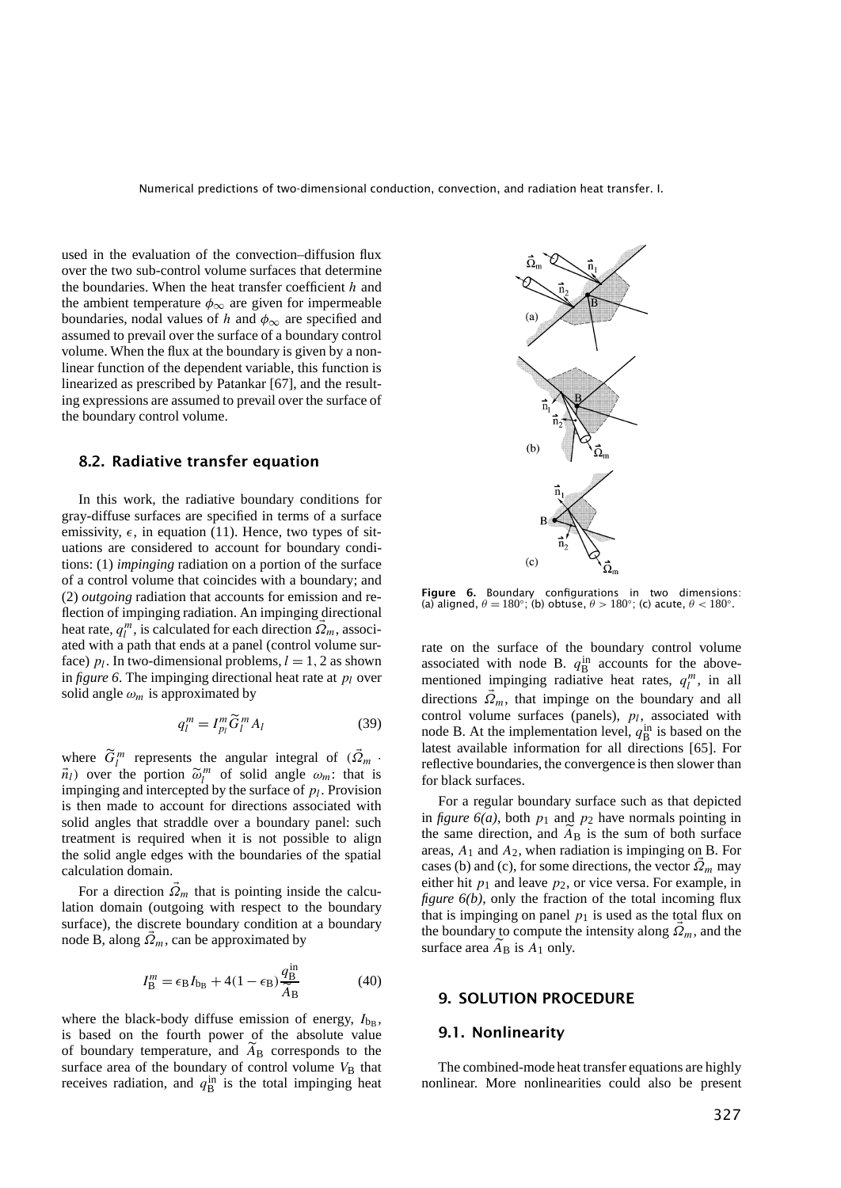used in the evaluation of the convection–diffusion flux over the two sub-control volume surfaces that determine the boundaries. When the heat transfer coefficient $h$ and the ambient temperature $\phi_\infty$ are given for impermeable boundaries, nodal values of $h$ and $\phi_\infty$ are specified and assumed to prevail over the surface of a boundary control volume. When the flux at the boundary is given by a nonlinear function of the dependent variable, this function is linearized as prescribed by Patankar [67], and the resulting expressions are assumed to prevail over the surface of the boundary control volume.

### 8.2. Radiative transfer equation

In this work, the radiative boundary conditions for gray-diffuse surfaces are specified in terms of a surface emissivity, $\epsilon$, in equation (11). Hence, two types of situations are considered to account for boundary conditions: (1) *impinging* radiation on a portion of the surface of a control volume that coincides with a boundary; and (2) *outgoing* radiation that accounts for emission and reflection of impinging radiation. An impinging directional heat rate, $q_l^m$, is calculated for each direction $\vec{\Omega}_m$, associated with a path that ends at a panel (control volume surface) $p_l$. In two-dimensional problems, $l = 1, 2$ as shown in *figure 6*. The impinging directional heat rate at $p_l$ over solid angle $\omega_m$ is approximated by

$$q_l^m = I_{p_l}^m \widetilde{G}_l^m A_l \tag{39}$$

where $\widetilde{G}_l^m$ represents the angular integral of $(\vec{\Omega}_m \cdot \vec{n}_l)$ over the portion $\widetilde{\omega}_l^m$ of solid angle $\omega_m$: that is impinging and intercepted by the surface of $p_l$. Provision is then made to account for directions associated with solid angles that straddle over a boundary panel: such treatment is required when it is not possible to align the solid angle edges with the boundaries of the spatial calculation domain.

For a direction $\vec{\Omega}_m$ that is pointing inside the calculation domain (outgoing with respect to the boundary surface), the discrete boundary condition at a boundary node B, along $\vec{\Omega}_m$, can be approximated by

$$I_{\mathrm{B}}^m = \epsilon_{\mathrm{B}} I_{b_{\mathrm{B}}} + 4(1 - \epsilon_{\mathrm{B}}) \frac{q_{\mathrm{B}}^{\mathrm{in}}}{\widetilde{A}_{\mathrm{B}}} \tag{40}$$

where the black-body diffuse emission of energy, $I_{b_{\mathrm{B}}}$, is based on the fourth power of the absolute value of boundary temperature, and $\widetilde{A}_{\mathrm{B}}$ corresponds to the surface area of the boundary of control volume $V_{\mathrm{B}}$ that receives radiation, and $q_{\mathrm{B}}^{\mathrm{in}}$ is the total impinging heat rate on the surface of the boundary control volume associated with node B. $q_{\mathrm{B}}^{\mathrm{in}}$ accounts for the above-mentioned impinging radiative heat rates, $q_l^m$, in all directions $\vec{\Omega}_m$, that impinge on the boundary and all control volume surfaces (panels), $p_l$, associated with node B. At the implementation level, $q_{\mathrm{B}}^{\mathrm{in}}$ is based on the latest available information for all directions [65]. For reflective boundaries, the convergence is then slower than for black surfaces.

Figure 6. Boundary configurations in two dimensions: (a) aligned, $\theta = 180°$; (b) obtuse, $\theta > 180°$; (c) acute, $\theta < 180°$.

For a regular boundary surface such as that depicted in *figure 6(a)*, both $p_1$ and $p_2$ have normals pointing in the same direction, and $\widetilde{A}_{\mathrm{B}}$ is the sum of both surface areas, $A_1$ and $A_2$, when radiation is impinging on B. For cases (b) and (c), for some directions, the vector $\vec{\Omega}_m$ may either hit $p_1$ and leave $p_2$, or vice versa. For example, in *figure 6(b)*, only the fraction of the total incoming flux that is impinging on panel $p_1$ is used as the total flux on the boundary to compute the intensity along $\vec{\Omega}_m$, and the surface area $\widetilde{A}_{\mathrm{B}}$ is $A_1$ only.

## 9. SOLUTION PROCEDURE

### 9.1. Nonlinearity

The combined-mode heat transfer equations are highly nonlinear. More nonlinearities could also be present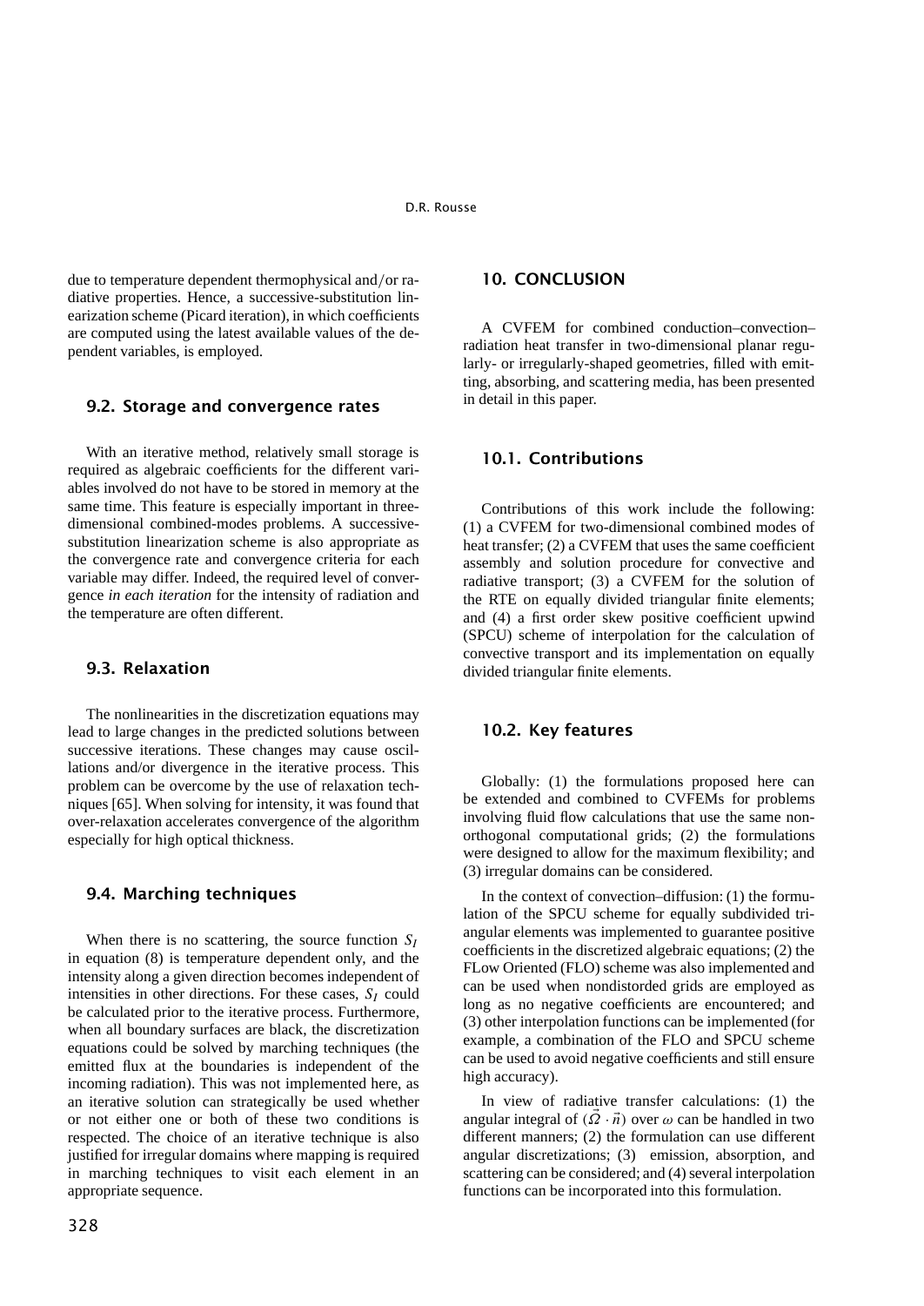due to temperature dependent thermophysical and/or radiative properties. Hence, a successive-substitution linearization scheme (Picard iteration), in which coefficients are computed using the latest available values of the dependent variables, is employed.

### 9.2. Storage and convergence rates

With an iterative method, relatively small storage is required as algebraic coefficients for the different variables involved do not have to be stored in memory at the same time. This feature is especially important in three-dimensional combined-modes problems. A successive-substitution linearization scheme is also appropriate as the convergence rate and convergence criteria for each variable may differ. Indeed, the required level of convergence *in each iteration* for the intensity of radiation and the temperature are often different.

### 9.3. Relaxation

The nonlinearities in the discretization equations may lead to large changes in the predicted solutions between successive iterations. These changes may cause oscillations and/or divergence in the iterative process. This problem can be overcome by the use of relaxation techniques [65]. When solving for intensity, it was found that over-relaxation accelerates convergence of the algorithm especially for high optical thickness.

### 9.4. Marching techniques

When there is no scattering, the source function $S_I$ in equation (8) is temperature dependent only, and the intensity along a given direction becomes independent of intensities in other directions. For these cases, $S_I$ could be calculated prior to the iterative process. Furthermore, when all boundary surfaces are black, the discretization equations could be solved by marching techniques (the emitted flux at the boundaries is independent of the incoming radiation). This was not implemented here, as an iterative solution can strategically be used whether or not either one or both of these two conditions is respected. The choice of an iterative technique is also justified for irregular domains where mapping is required in marching techniques to visit each element in an appropriate sequence.

## 10. CONCLUSION

A CVFEM for combined conduction–convection–radiation heat transfer in two-dimensional planar regularly- or irregularly-shaped geometries, filled with emitting, absorbing, and scattering media, has been presented in detail in this paper.

### 10.1. Contributions

Contributions of this work include the following: (1) a CVFEM for two-dimensional combined modes of heat transfer; (2) a CVFEM that uses the same coefficient assembly and solution procedure for convective and radiative transport; (3) a CVFEM for the solution of the RTE on equally divided triangular finite elements; and (4) a first order skew positive coefficient upwind (SPCU) scheme of interpolation for the calculation of convective transport and its implementation on equally divided triangular finite elements.

### 10.2. Key features

Globally: (1) the formulations proposed here can be extended and combined to CVFEMs for problems involving fluid flow calculations that use the same non-orthogonal computational grids; (2) the formulations were designed to allow for the maximum flexibility; and (3) irregular domains can be considered.

In the context of convection–diffusion: (1) the formulation of the SPCU scheme for equally subdivided triangular elements was implemented to guarantee positive coefficients in the discretized algebraic equations; (2) the FLow Oriented (FLO) scheme was also implemented and can be used when nondistorded grids are employed as long as no negative coefficients are encountered; and (3) other interpolation functions can be implemented (for example, a combination of the FLO and SPCU scheme can be used to avoid negative coefficients and still ensure high accuracy).

In view of radiative transfer calculations: (1) the angular integral of $(\vec{\Omega} \cdot \vec{n})$ over $\omega$ can be handled in two different manners; (2) the formulation can use different angular discretizations; (3) emission, absorption, and scattering can be considered; and (4) several interpolation functions can be incorporated into this formulation.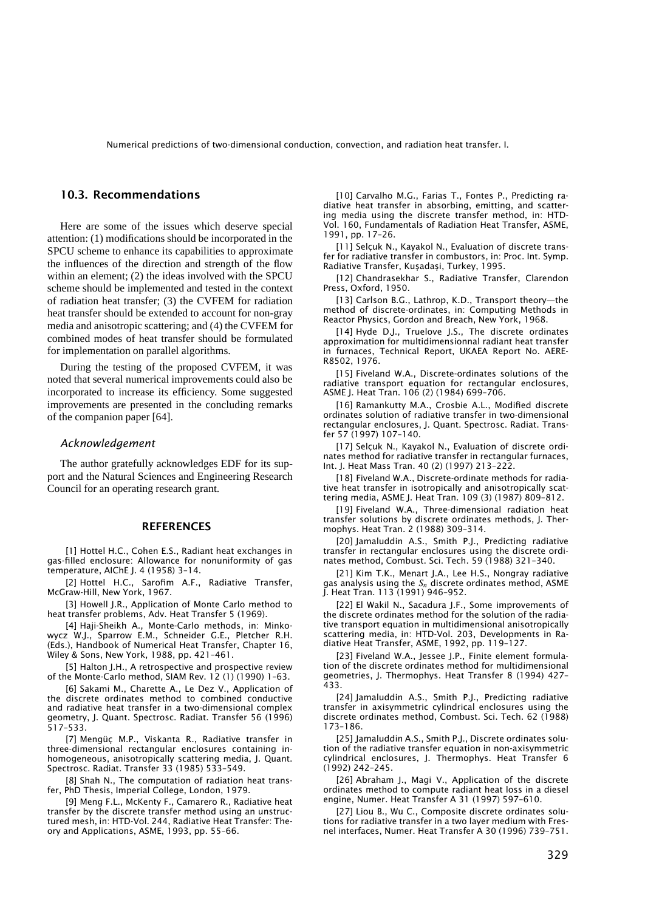## 10.3. Recommendations

Here are some of the issues which deserve special attention: (1) modifications should be incorporated in the SPCU scheme to enhance its capabilities to approximate the influences of the direction and strength of the flow within an element; (2) the ideas involved with the SPCU scheme should be implemented and tested in the context of radiation heat transfer; (3) the CVFEM for radiation heat transfer should be extended to account for non-gray media and anisotropic scattering; and (4) the CVFEM for combined modes of heat transfer should be formulated for implementation on parallel algorithms.

During the testing of the proposed CVFEM, it was noted that several numerical improvements could also be incorporated to increase its efficiency. Some suggested improvements are presented in the concluding remarks of the companion paper [64].

### *Acknowledgement*

The author gratefully acknowledges EDF for its support and the Natural Sciences and Engineering Research Council for an operating research grant.

## REFERENCES

[1] Hottel H.C., Cohen E.S., Radiant heat exchanges in gas-filled enclosure: Allowance for nonuniformity of gas temperature, AIChE J. 4 (1958) 3–14.

[2] Hottel H.C., Sarofim A.F., Radiative Transfer, McGraw-Hill, New York, 1967.

[3] Howell J.R., Application of Monte Carlo method to heat transfer problems, Adv. Heat Transfer 5 (1969).

[4] Haji-Sheikh A., Monte-Carlo methods, in: Minkowycz W.J., Sparrow E.M., Schneider G.E., Pletcher R.H. (Eds.), Handbook of Numerical Heat Transfer, Chapter 16, Wiley & Sons, New York, 1988, pp. 421–461.

[5] Halton J.H., A retrospective and prospective review of the Monte-Carlo method, SIAM Rev. 12 (1) (1990) 1–63.

[6] Sakami M., Charette A., Le Dez V., Application of the discrete ordinates method to combined conductive and radiative heat transfer in a two-dimensional complex geometry, J. Quant. Spectrosc. Radiat. Transfer 56 (1996) 517–533.

[7] Mengüç M.P., Viskanta R., Radiative transfer in three-dimensional rectangular enclosures containing inhomogeneous, anisotropically scattering media, J. Quant. Spectrosc. Radiat. Transfer 33 (1985) 533–549.

[8] Shah N., The computation of radiation heat transfer, PhD Thesis, Imperial College, London, 1979.

[9] Meng F.L., McKenty F., Camarero R., Radiative heat transfer by the discrete transfer method using an unstructured mesh, in: HTD-Vol. 244, Radiative Heat Transfer: Theory and Applications, ASME, 1993, pp. 55–66.

[10] Carvalho M.G., Farias T., Fontes P., Predicting radiative heat transfer in absorbing, emitting, and scattering media using the discrete transfer method, in: HTD-Vol. 160, Fundamentals of Radiation Heat Transfer, ASME, 1991, pp. 17–26.

[11] Selçuk N., Kayakol N., Evaluation of discrete transfer for radiative transfer in combustors, in: Proc. Int. Symp. Radiative Transfer, Kuşadaşi, Turkey, 1995.

[12] Chandrasekhar S., Radiative Transfer, Clarendon Press, Oxford, 1950.

[13] Carlson B.G., Lathrop, K.D., Transport theory—the method of discrete-ordinates, in: Computing Methods in Reactor Physics, Gordon and Breach, New York, 1968.

[14] Hyde D.J., Truelove J.S., The discrete ordinates approximation for multidimensionnal radiant heat transfer in furnaces, Technical Report, UKAEA Report No. AERE-R8502, 1976.

[15] Fiveland W.A., Discrete-ordinates solutions of the radiative transport equation for rectangular enclosures, ASME J. Heat Tran. 106 (2) (1984) 699–706.

[16] Ramankutty M.A., Crosbie A.L., Modified discrete ordinates solution of radiative transfer in two-dimensional rectangular enclosures, J. Quant. Spectrosc. Radiat. Transfer 57 (1997) 107–140.

[17] Selçuk N., Kayakol N., Evaluation of discrete ordinates method for radiative transfer in rectangular furnaces, Int. J. Heat Mass Tran. 40 (2) (1997) 213–222.

[18] Fiveland W.A., Discrete-ordinate methods for radiative heat transfer in isotropically and anisotropically scattering media, ASME J. Heat Tran. 109 (3) (1987) 809–812.

[19] Fiveland W.A., Three-dimensional radiation heat transfer solutions by discrete ordinates methods, J. Thermophys. Heat Tran. 2 (1988) 309–314.

[20] Jamaluddin A.S., Smith P.J., Predicting radiative transfer in rectangular enclosures using the discrete ordinates method, Combust. Sci. Tech. 59 (1988) 321–340.

[21] Kim T.K., Menart J.A., Lee H.S., Nongray radiative gas analysis using the $S_n$ discrete ordinates method, ASME J. Heat Tran. 113 (1991) 946–952.

[22] El Wakil N., Sacadura J.F., Some improvements of the discrete ordinates method for the solution of the radiative transport equation in multidimensional anisotropically scattering media, in: HTD-Vol. 203, Developments in Radiative Heat Transfer, ASME, 1992, pp. 119–127.

[23] Fiveland W.A., Jessee J.P., Finite element formulation of the discrete ordinates method for multidimensional geometries, J. Thermophys. Heat Transfer 8 (1994) 427–433.

[24] Jamaluddin A.S., Smith P.J., Predicting radiative transfer in axisymmetric cylindrical enclosures using the discrete ordinates method, Combust. Sci. Tech. 62 (1988) 173–186.

[25] Jamaluddin A.S., Smith P.J., Discrete ordinates solution of the radiative transfer equation in non-axisymmetric cylindrical enclosures, J. Thermophys. Heat Transfer 6 (1992) 242–245.

[26] Abraham J., Magi V., Application of the discrete ordinates method to compute radiant heat loss in a diesel engine, Numer. Heat Transfer A 31 (1997) 597–610.

[27] Liou B., Wu C., Composite discrete ordinates solutions for radiative transfer in a two layer medium with Fresnel interfaces, Numer. Heat Transfer A 30 (1996) 739–751.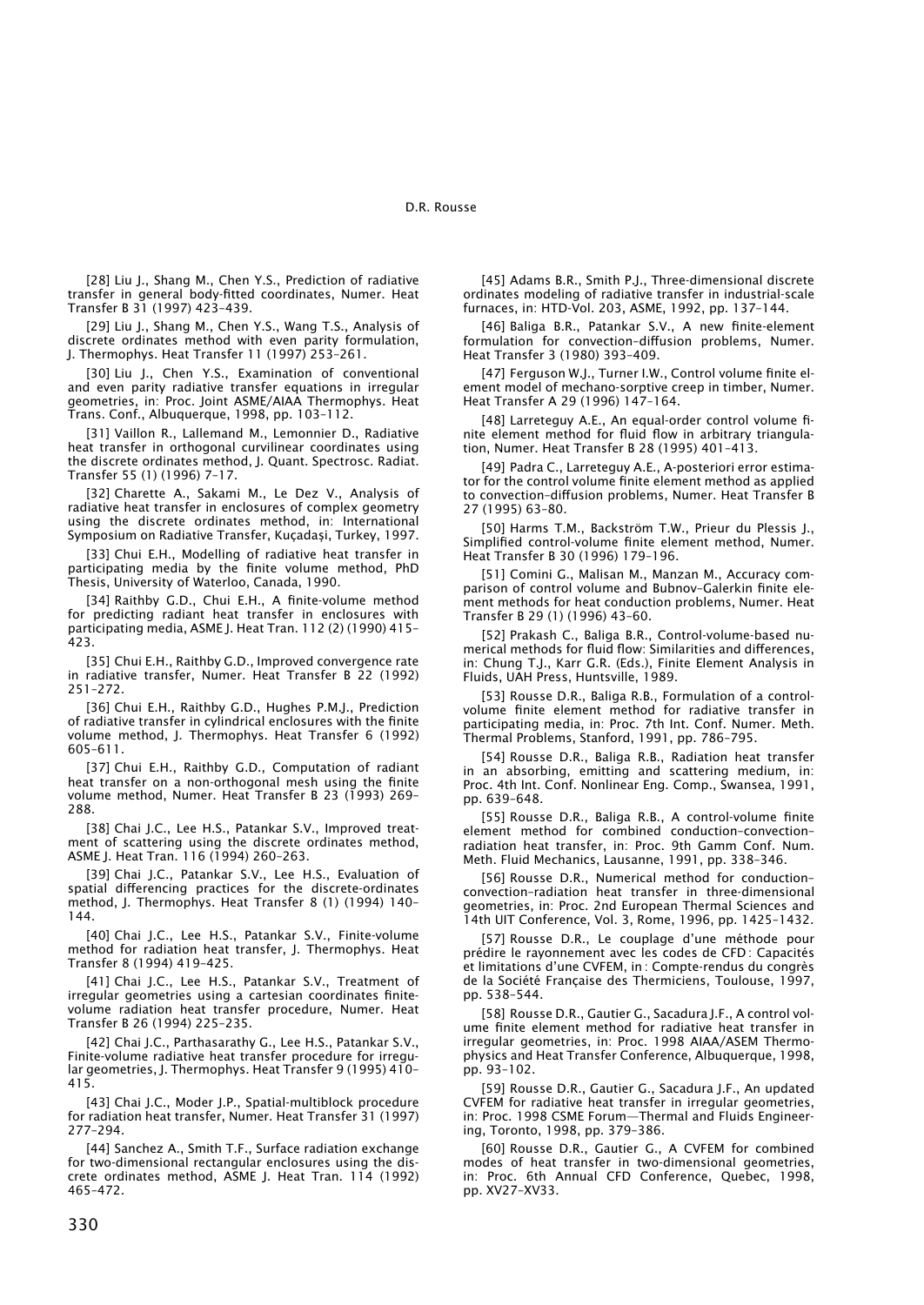[28] Liu J., Shang M., Chen Y.S., Prediction of radiative transfer in general body-fitted coordinates, Numer. Heat Transfer B 31 (1997) 423–439.

[29] Liu J., Shang M., Chen Y.S., Wang T.S., Analysis of discrete ordinates method with even parity formulation, J. Thermophys. Heat Transfer 11 (1997) 253–261.

[30] Liu J., Chen Y.S., Examination of conventional and even parity radiative transfer equations in irregular geometries, in: Proc. Joint ASME/AIAA Thermophys. Heat Trans. Conf., Albuquerque, 1998, pp. 103–112.

[31] Vaillon R., Lallemand M., Lemonnier D., Radiative heat transfer in orthogonal curvilinear coordinates using the discrete ordinates method, J. Quant. Spectrosc. Radiat. Transfer 55 (1) (1996) 7–17.

[32] Charette A., Sakami M., Le Dez V., Analysis of radiative heat transfer in enclosures of complex geometry using the discrete ordinates method, in: International Symposium on Radiative Transfer, Kuçadaşi, Turkey, 1997.

[33] Chui E.H., Modelling of radiative heat transfer in participating media by the finite volume method, PhD Thesis, University of Waterloo, Canada, 1990.

[34] Raithby G.D., Chui E.H., A finite-volume method for predicting radiant heat transfer in enclosures with participating media, ASME J. Heat Tran. 112 (2) (1990) 415–423.

[35] Chui E.H., Raithby G.D., Improved convergence rate in radiative transfer, Numer. Heat Transfer B 22 (1992) 251–272.

[36] Chui E.H., Raithby G.D., Hughes P.M.J., Prediction of radiative transfer in cylindrical enclosures with the finite volume method, J. Thermophys. Heat Transfer 6 (1992) 605–611.

[37] Chui E.H., Raithby G.D., Computation of radiant heat transfer on a non-orthogonal mesh using the finite volume method, Numer. Heat Transfer B 23 (1993) 269–288.

[38] Chai J.C., Lee H.S., Patankar S.V., Improved treatment of scattering using the discrete ordinates method, ASME J. Heat Tran. 116 (1994) 260–263.

[39] Chai J.C., Patankar S.V., Lee H.S., Evaluation of spatial differencing practices for the discrete-ordinates method, J. Thermophys. Heat Transfer 8 (1) (1994) 140–144.

[40] Chai J.C., Lee H.S., Patankar S.V., Finite-volume method for radiation heat transfer, J. Thermophys. Heat Transfer 8 (1994) 419–425.

[41] Chai J.C., Lee H.S., Patankar S.V., Treatment of irregular geometries using a cartesian coordinates finite-volume radiation heat transfer procedure, Numer. Heat Transfer B 26 (1994) 225–235.

[42] Chai J.C., Parthasarathy G., Lee H.S., Patankar S.V., Finite-volume radiative heat transfer procedure for irregular geometries, J. Thermophys. Heat Transfer 9 (1995) 410–415.

[43] Chai J.C., Moder J.P., Spatial-multiblock procedure for radiation heat transfer, Numer. Heat Transfer 31 (1997) 277–294.

[44] Sanchez A., Smith T.F., Surface radiation exchange for two-dimensional rectangular enclosures using the discrete ordinates method, ASME J. Heat Tran. 114 (1992) 465–472.

[45] Adams B.R., Smith P.J., Three-dimensional discrete ordinates modeling of radiative transfer in industrial-scale furnaces, in: HTD-Vol. 203, ASME, 1992, pp. 137–144.

[46] Baliga B.R., Patankar S.V., A new finite-element formulation for convection–diffusion problems, Numer. Heat Transfer 3 (1980) 393–409.

[47] Ferguson W.J., Turner I.W., Control volume finite element model of mechano-sorptive creep in timber, Numer. Heat Transfer A 29 (1996) 147–164.

[48] Larreteguy A.E., An equal-order control volume finite element method for fluid flow in arbitrary triangulation, Numer. Heat Transfer B 28 (1995) 401–413.

[49] Padra C., Larreteguy A.E., A-posteriori error estimator for the control volume finite element method as applied to convection–diffusion problems, Numer. Heat Transfer B 27 (1995) 63–80.

[50] Harms T.M., Backström T.W., Prieur du Plessis J., Simplified control-volume finite element method, Numer. Heat Transfer B 30 (1996) 179–196.

[51] Comini G., Malisan M., Manzan M., Accuracy comparison of control volume and Bubnov–Galerkin finite element methods for heat conduction problems, Numer. Heat Transfer B 29 (1) (1996) 43–60.

[52] Prakash C., Baliga B.R., Control-volume-based numerical methods for fluid flow: Similarities and differences, in: Chung T.J., Karr G.R. (Eds.), Finite Element Analysis in Fluids, UAH Press, Huntsville, 1989.

[53] Rousse D.R., Baliga R.B., Formulation of a control-volume finite element method for radiative transfer in participating media, in: Proc. 7th Int. Conf. Numer. Meth. Thermal Problems, Stanford, 1991, pp. 786–795.

[54] Rousse D.R., Baliga R.B., Radiation heat transfer in an absorbing, emitting and scattering medium, in: Proc. 4th Int. Conf. Nonlinear Eng. Comp., Swansea, 1991, pp. 639–648.

[55] Rousse D.R., Baliga R.B., A control-volume finite element method for combined conduction–convection–radiation heat transfer, in: Proc. 9th Gamm Conf. Num. Meth. Fluid Mechanics, Lausanne, 1991, pp. 338–346.

[56] Rousse D.R., Numerical method for conduction–convection–radiation heat transfer in three-dimensional geometries, in: Proc. 2nd European Thermal Sciences and 14th UIT Conference, Vol. 3, Rome, 1996, pp. 1425–1432.

[57] Rousse D.R., Le couplage d'une méthode pour prédire le rayonnement avec les codes de CFD : Capacités et limitations d'une CVFEM, in : Compte-rendus du congrès de la Société Française des Thermiciens, Toulouse, 1997, pp. 538–544.

[58] Rousse D.R., Gautier G., Sacadura J.F., A control volume finite element method for radiative heat transfer in irregular geometries, in: Proc. 1998 AIAA/ASEM Thermophysics and Heat Transfer Conference, Albuquerque, 1998, pp. 93–102.

[59] Rousse D.R., Gautier G., Sacadura J.F., An updated CVFEM for radiative heat transfer in irregular geometries, in: Proc. 1998 CSME Forum—Thermal and Fluids Engineering, Toronto, 1998, pp. 379–386.

[60] Rousse D.R., Gautier G., A CVFEM for combined modes of heat transfer in two-dimensional geometries, in: Proc. 6th Annual CFD Conference, Quebec, 1998, pp. XV27–XV33.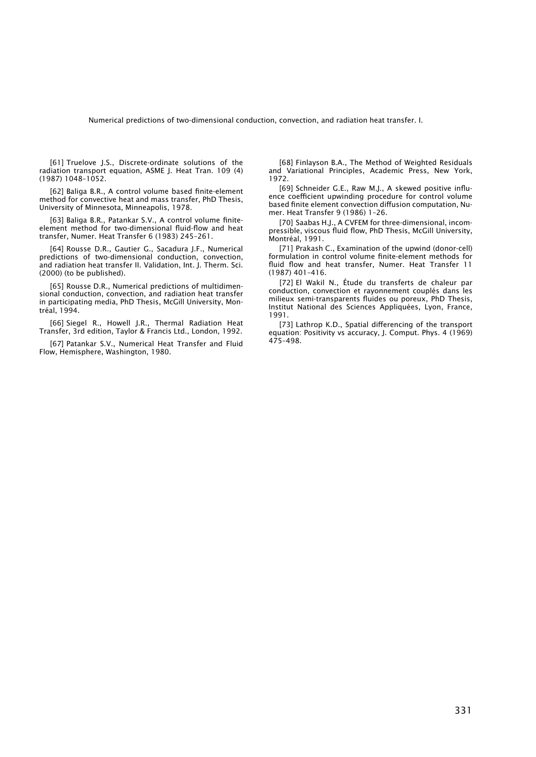[61] Truelove J.S., Discrete-ordinate solutions of the radiation transport equation, ASME J. Heat Tran. 109 (4) (1987) 1048–1052.

[62] Baliga B.R., A control volume based finite-element method for convective heat and mass transfer, PhD Thesis, University of Minnesota, Minneapolis, 1978.

[63] Baliga B.R., Patankar S.V., A control volume finite-element method for two-dimensional fluid-flow and heat transfer, Numer. Heat Transfer 6 (1983) 245–261.

[64] Rousse D.R., Gautier G., Sacadura J.F., Numerical predictions of two-dimensional conduction, convection, and radiation heat transfer II. Validation, Int. J. Therm. Sci. (2000) (to be published).

[65] Rousse D.R., Numerical predictions of multidimensional conduction, convection, and radiation heat transfer in participating media, PhD Thesis, McGill University, Montréal, 1994.

[66] Siegel R., Howell J.R., Thermal Radiation Heat Transfer, 3rd edition, Taylor & Francis Ltd., London, 1992.

[67] Patankar S.V., Numerical Heat Transfer and Fluid Flow, Hemisphere, Washington, 1980.

[68] Finlayson B.A., The Method of Weighted Residuals and Variational Principles, Academic Press, New York, 1972.

[69] Schneider G.E., Raw M.J., A skewed positive influence coefficient upwinding procedure for control volume based finite element convection diffusion computation, Numer. Heat Transfer 9 (1986) 1–26.

[70] Saabas H.J., A CVFEM for three-dimensional, incompressible, viscous fluid flow, PhD Thesis, McGill University, Montréal, 1991.

[71] Prakash C., Examination of the upwind (donor-cell) formulation in control volume finite-element methods for fluid flow and heat transfer, Numer. Heat Transfer 11 (1987) 401–416.

[72] El Wakil N., Étude du transferts de chaleur par conduction, convection et rayonnement couplés dans les milieux semi-transparents fluides ou poreux, PhD Thesis, Institut National des Sciences Appliquées, Lyon, France, 1991.

[73] Lathrop K.D., Spatial differencing of the transport equation: Positivity vs accuracy, J. Comput. Phys. 4 (1969) 475–498.